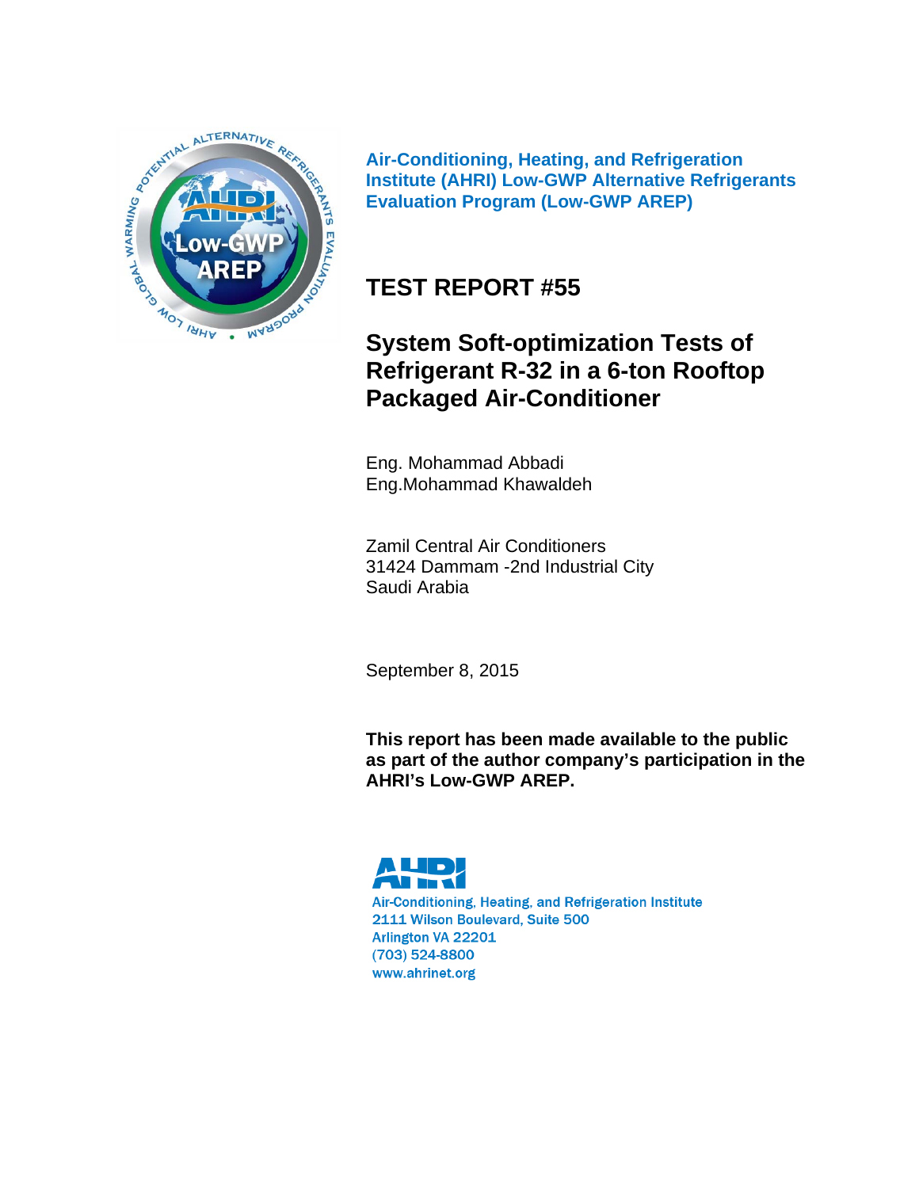**Air-Conditioning, Heating, and Refrigeration Institute (AHRI) Low-GWP Alternative Refrigerants Evaluation Program (Low-GWP AREP)**

# TEST REPORT #55

## System Soft-optimization Tests of Refrigerant R-32 in a 6-ton Rooftop Packaged Air-Conditioner

Eng. Mohammad Abbadi
Eng.Mohammad Khawaldeh

Zamil Central Air Conditioners
31424 Dammam -2nd Industrial City
Saudi Arabia

September 8, 2015

**This report has been made available to the public as part of the author company's participation in the AHRI's Low-GWP AREP.**

Air-Conditioning, Heating, and Refrigeration Institute
2111 Wilson Boulevard, Suite 500
Arlington VA 22201
(703) 524-8800
www.ahrinet.org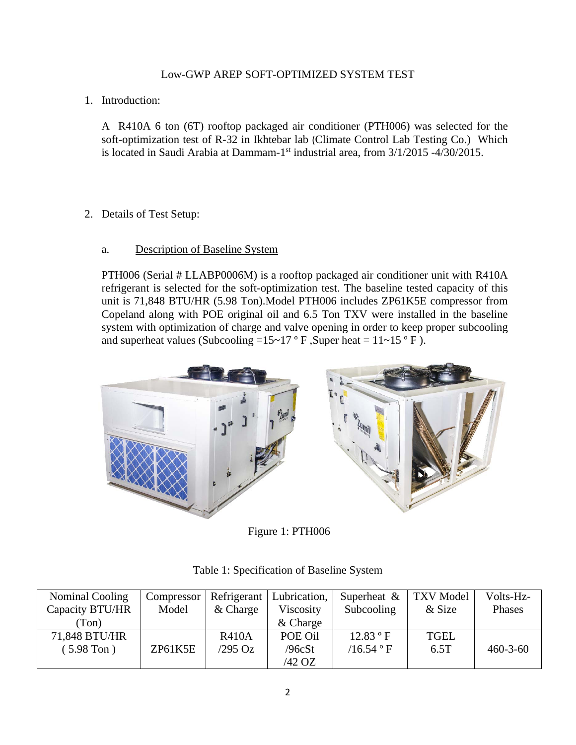Low-GWP AREP SOFT-OPTIMIZED SYSTEM TEST

1. Introduction:

   A R410A 6 ton (6T) rooftop packaged air conditioner (PTH006) was selected for the soft-optimization test of R-32 in Ikhtebar lab (Climate Control Lab Testing Co.) Which is located in Saudi Arabia at Dammam-1st industrial area, from 3/1/2015 -4/30/2015.

2. Details of Test Setup:

   a. <u>Description of Baseline System</u>

   PTH006 (Serial # LLABP0006M) is a rooftop packaged air conditioner unit with R410A refrigerant is selected for the soft-optimization test. The baseline tested capacity of this unit is 71,848 BTU/HR (5.98 Ton).Model PTH006 includes ZP61K5E compressor from Copeland along with POE original oil and 6.5 Ton TXV were installed in the baseline system with optimization of charge and valve opening in order to keep proper subcooling and superheat values (Subcooling =15~17 º F ,Super heat = 11~15 º F ).

Figure 1: PTH006

Table 1: Specification of Baseline System

| Nominal Cooling Capacity BTU/HR (Ton) | Compressor Model | Refrigerant & Charge | Lubrication, Viscosity & Charge | Superheat & Subcooling | TXV Model & Size | Volts-Hz-Phases |
|---|---|---|---|---|---|---|
| 71,848 BTU/HR ( 5.98 Ton ) | ZP61K5E | R410A /295 Oz | POE Oil /96cSt /42 OZ | 12.83 º F /16.54 º F | TGEL 6.5T | 460-3-60 |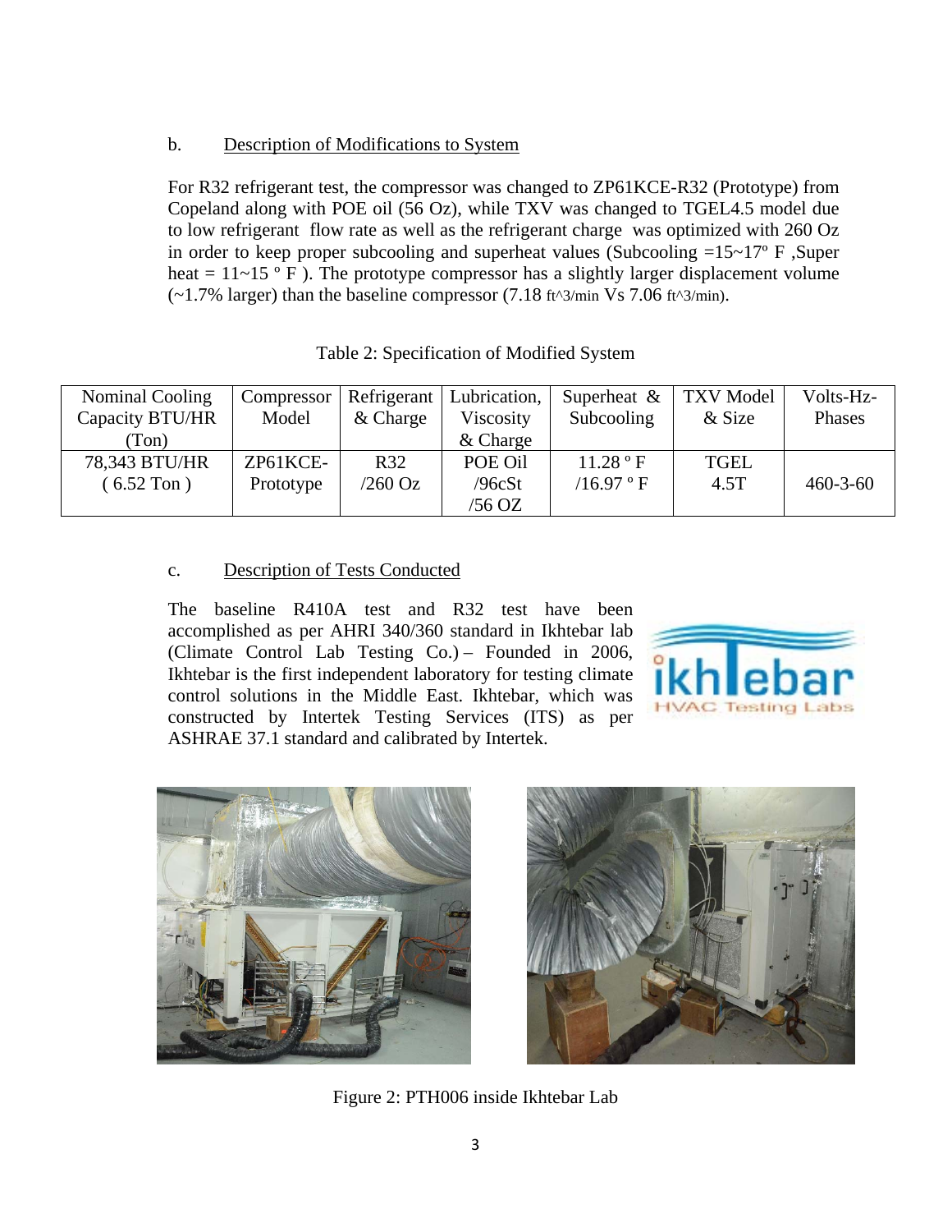b. Description of Modifications to System

For R32 refrigerant test, the compressor was changed to ZP61KCE-R32 (Prototype) from Copeland along with POE oil (56 Oz), while TXV was changed to TGEL4.5 model due to low refrigerant flow rate as well as the refrigerant charge was optimized with 260 Oz in order to keep proper subcooling and superheat values (Subcooling =15~17º F ,Super heat = 11~15 º F ). The prototype compressor has a slightly larger displacement volume (~1.7% larger) than the baseline compressor (7.18 ft^3/min Vs 7.06 ft^3/min).

Table 2: Specification of Modified System

| Nominal Cooling Capacity BTU/HR (Ton) | Compressor Model | Refrigerant & Charge | Lubrication, Viscosity & Charge | Superheat & Subcooling | TXV Model & Size | Volts-Hz-Phases |
|---|---|---|---|---|---|---|
| 78,343 BTU/HR ( 6.52 Ton ) | ZP61KCE-Prototype | R32 /260 Oz | POE Oil /96cSt /56 OZ | 11.28 º F /16.97 º F | TGEL 4.5T | 460-3-60 |

c. Description of Tests Conducted

The baseline R410A test and R32 test have been accomplished as per AHRI 340/360 standard in Ikhtebar lab (Climate Control Lab Testing Co.) – Founded in 2006, Ikhtebar is the first independent laboratory for testing climate control solutions in the Middle East. Ikhtebar, which was constructed by Intertek Testing Services (ITS) as per ASHRAE 37.1 standard and calibrated by Intertek.

Figure 2: PTH006 inside Ikhtebar Lab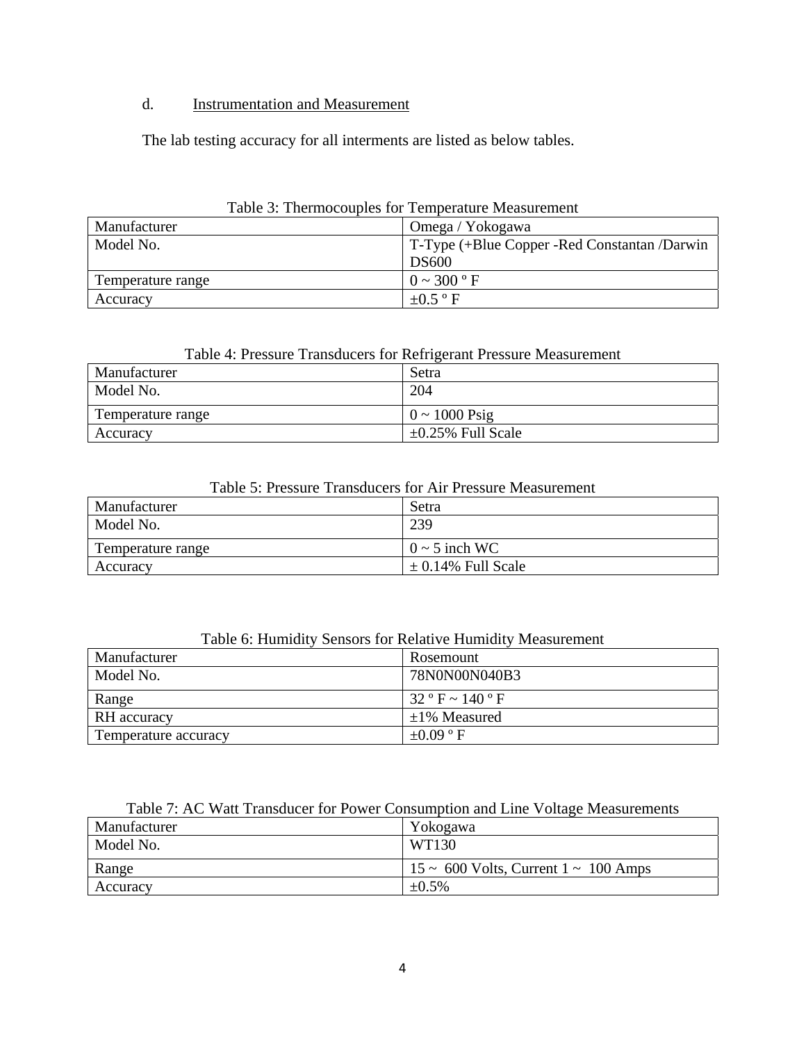d. <u>Instrumentation and Measurement</u>

The lab testing accuracy for all interments are listed as below tables.

Table 3: Thermocouples for Temperature Measurement

| Manufacturer | Omega / Yokogawa |
|---|---|
| Model No. | T-Type (+Blue Copper -Red Constantan /Darwin DS600 |
| Temperature range | 0 ~ 300 º F |
| Accuracy | ±0.5 º F |

Table 4: Pressure Transducers for Refrigerant Pressure Measurement

| Manufacturer | Setra |
|---|---|
| Model No. | 204 |
| Temperature range | 0 ~ 1000 Psig |
| Accuracy | ±0.25% Full Scale |

Table 5: Pressure Transducers for Air Pressure Measurement

| Manufacturer | Setra |
|---|---|
| Model No. | 239 |
| Temperature range | 0 ~ 5 inch WC |
| Accuracy | ± 0.14% Full Scale |

Table 6: Humidity Sensors for Relative Humidity Measurement

| Manufacturer | Rosemount |
|---|---|
| Model No. | 78N0N00N040B3 |
| Range | 32 º F ~ 140 º F |
| RH accuracy | ±1% Measured |
| Temperature accuracy | ±0.09 º F |

Table 7: AC Watt Transducer for Power Consumption and Line Voltage Measurements

| Manufacturer | Yokogawa |
|---|---|
| Model No. | WT130 |
| Range | 15 ~ 600 Volts, Current 1 ~ 100 Amps |
| Accuracy | ±0.5% |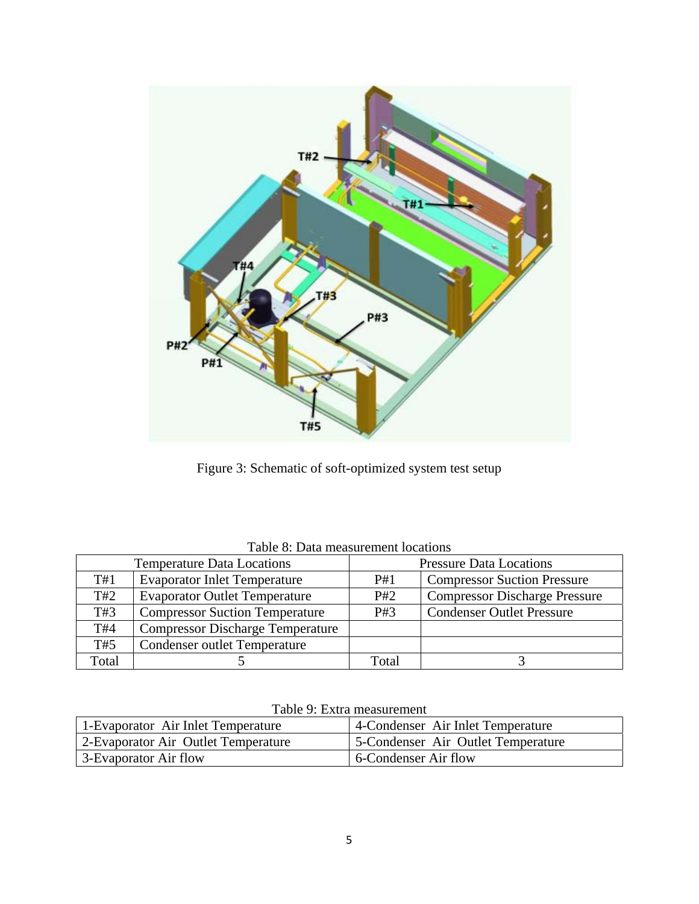Figure 3: Schematic of soft-optimized system test setup

Table 8: Data measurement locations

| Temperature Data Locations | | Pressure Data Locations | |
|---|---|---|---|
| T#1 | Evaporator Inlet Temperature | P#1 | Compressor Suction Pressure |
| T#2 | Evaporator Outlet Temperature | P#2 | Compressor Discharge Pressure |
| T#3 | Compressor Suction Temperature | P#3 | Condenser Outlet Pressure |
| T#4 | Compressor Discharge Temperature | | |
| T#5 | Condenser outlet Temperature | | |
| Total | 5 | Total | 3 |

Table 9: Extra measurement

| | |
|---|---|
| 1-Evaporator Air Inlet Temperature | 4-Condenser Air Inlet Temperature |
| 2-Evaporator Air Outlet Temperature | 5-Condenser Air Outlet Temperature |
| 3-Evaporator Air flow | 6-Condenser Air flow |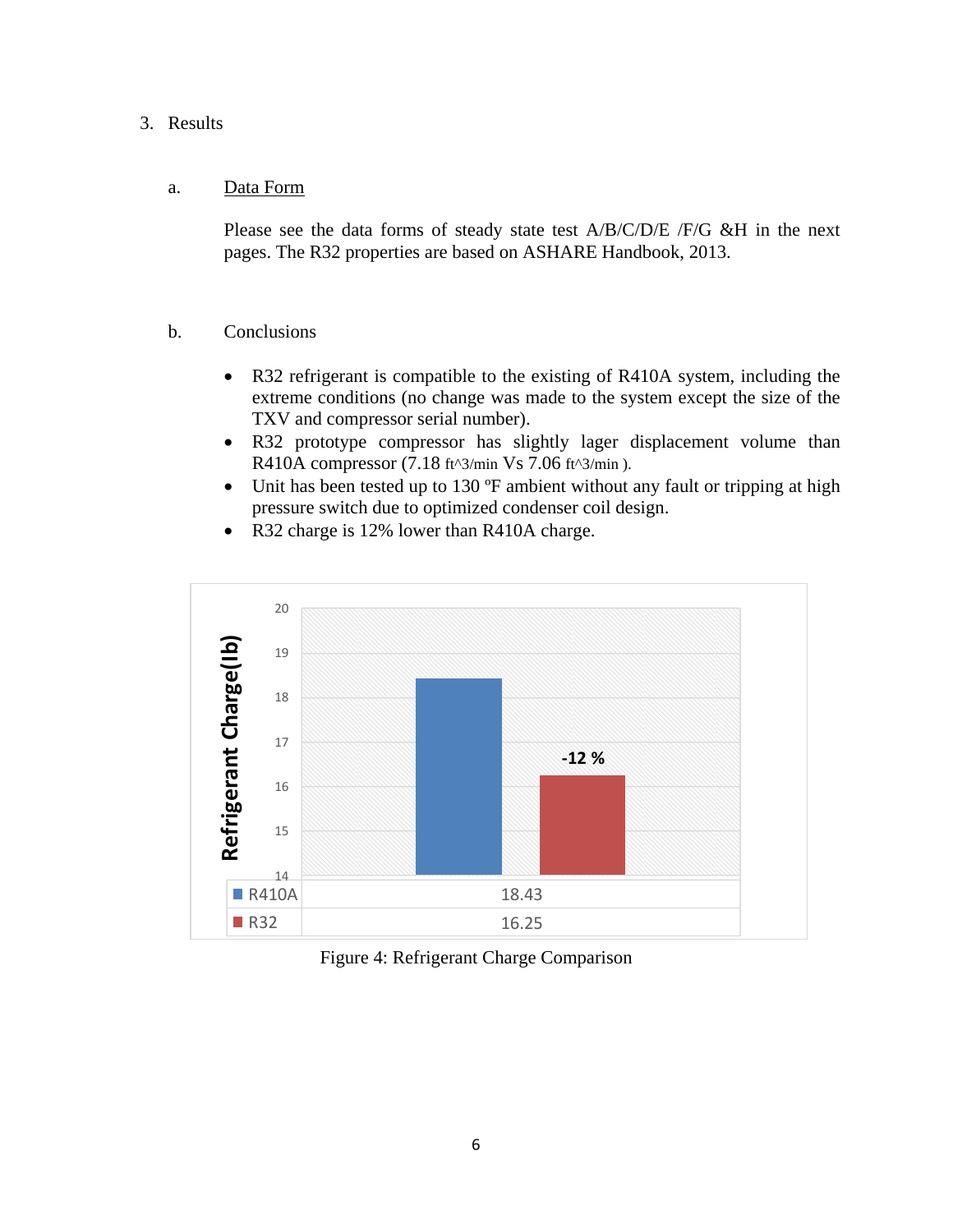3. Results

a. Data Form

Please see the data forms of steady state test A/B/C/D/E /F/G &H in the next pages. The R32 properties are based on ASHARE Handbook, 2013.

b. Conclusions

- R32 refrigerant is compatible to the existing of R410A system, including the extreme conditions (no change was made to the system except the size of the TXV and compressor serial number).
- R32 prototype compressor has slightly lager displacement volume than R410A compressor (7.18 ft^3/min Vs 7.06 ft^3/min ).
- Unit has been tested up to 130 ºF ambient without any fault or tripping at high pressure switch due to optimized condenser coil design.
- R32 charge is 12% lower than R410A charge.

| Refrigerant | Refrigerant Charge(lb) |
| --- | --- |
| R410A | 18.43 |
| R32 | 16.25 |

-12 %

Figure 4: Refrigerant Charge Comparison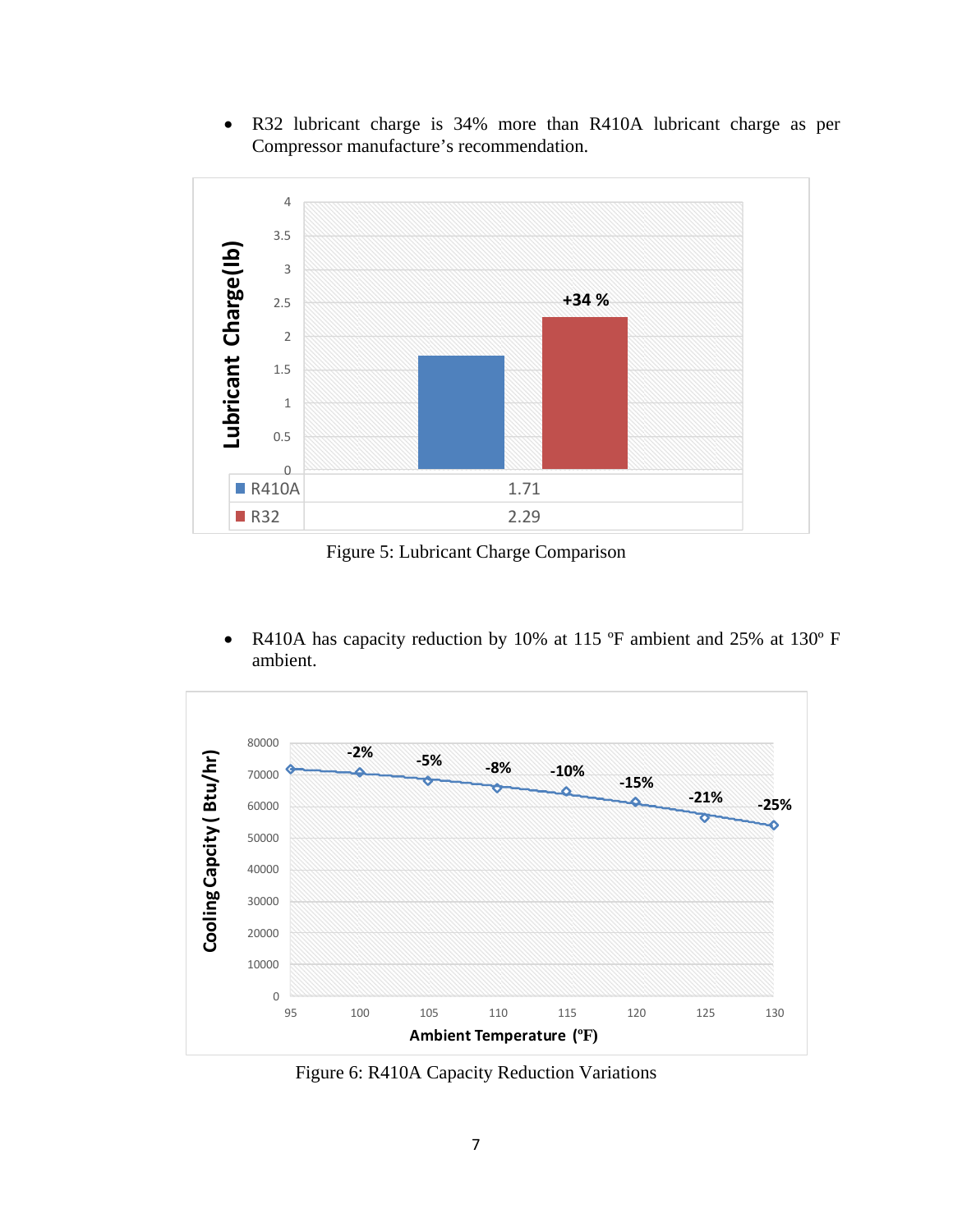- R32 lubricant charge is 34% more than R410A lubricant charge as per Compressor manufacture's recommendation.

| | |
|---|---|
| R410A | 1.71 |
| R32 | 2.29 |

Figure 5: Lubricant Charge Comparison

- R410A has capacity reduction by 10% at 115 ºF ambient and 25% at 130º F ambient.

Figure 6: R410A Capacity Reduction Variations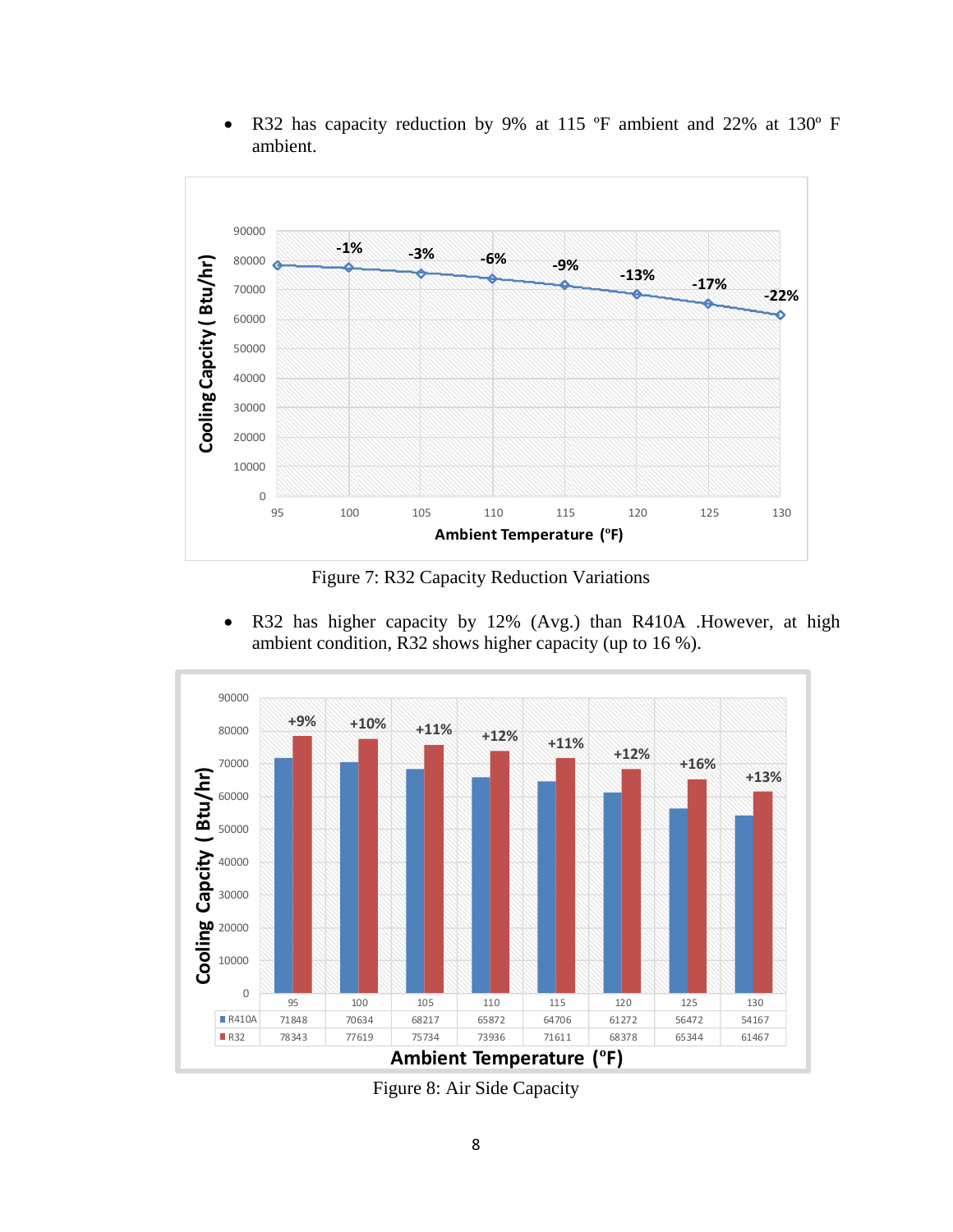- R32 has capacity reduction by 9% at 115 ºF ambient and 22% at 130º F ambient.

Figure 7: R32 Capacity Reduction Variations

- R32 has higher capacity by 12% (Avg.) than R410A .However, at high ambient condition, R32 shows higher capacity (up to 16 %).

| Ambient Temperature (ºF) | 95 | 100 | 105 | 110 | 115 | 120 | 125 | 130 |
|---|---|---|---|---|---|---|---|---|
| R410A | 71848 | 70634 | 68217 | 65872 | 64706 | 61272 | 56472 | 54167 |
| R32 | 78343 | 77619 | 75734 | 73936 | 71611 | 68378 | 65344 | 61467 |

Figure 8: Air Side Capacity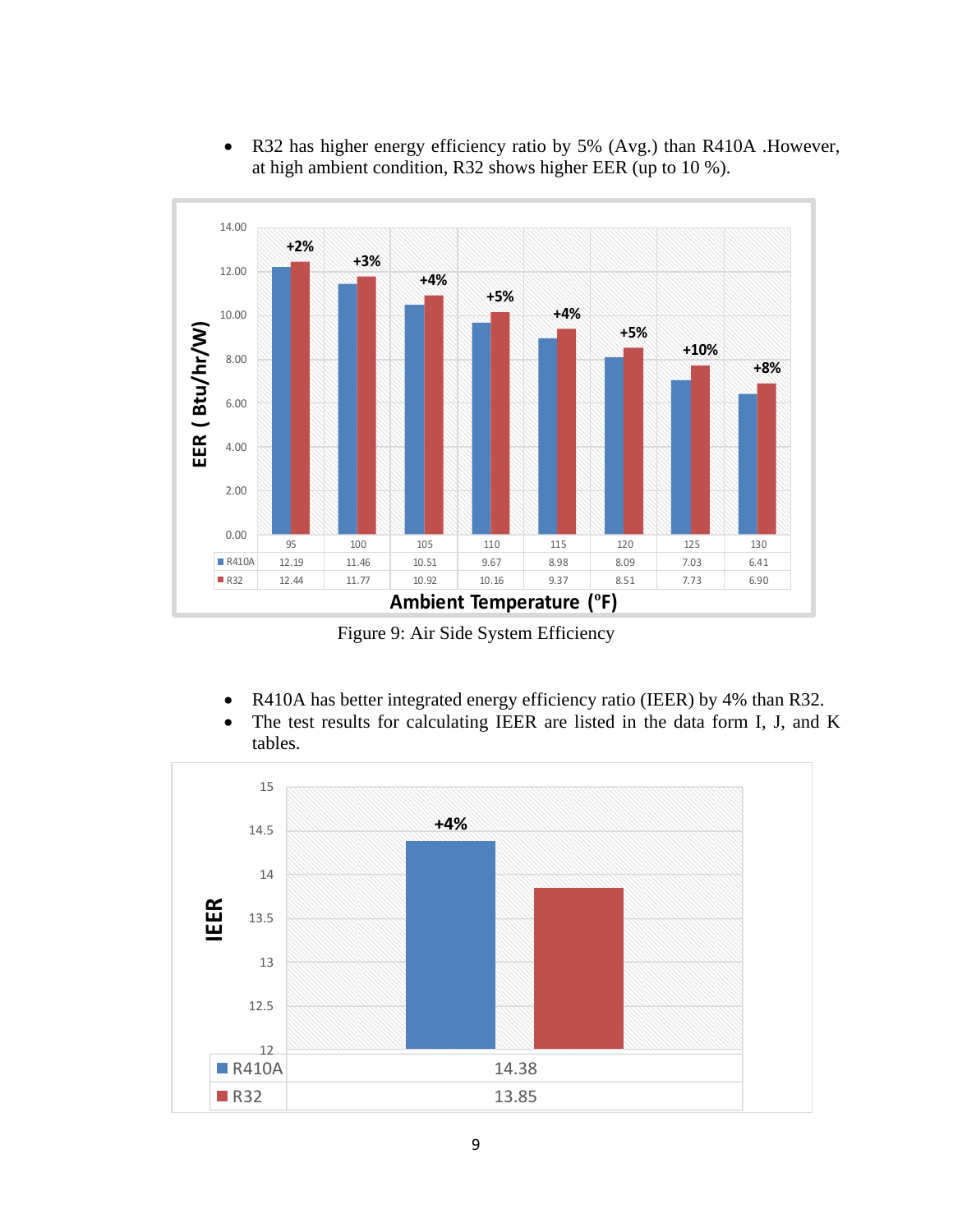- R32 has higher energy efficiency ratio by 5% (Avg.) than R410A .However, at high ambient condition, R32 shows higher EER (up to 10 %).

| Ambient Temperature (°F) | 95 | 100 | 105 | 110 | 115 | 120 | 125 | 130 |
|---|---|---|---|---|---|---|---|---|
| R410A | 12.19 | 11.46 | 10.51 | 9.67 | 8.98 | 8.09 | 7.03 | 6.41 |
| R32 | 12.44 | 11.77 | 10.92 | 10.16 | 9.37 | 8.51 | 7.73 | 6.90 |
| Difference | +2% | +3% | +4% | +5% | +4% | +5% | +10% | +8% |

Figure 9: Air Side System Efficiency

- R410A has better integrated energy efficiency ratio (IEER) by 4% than R32.
- The test results for calculating IEER are listed in the data form I, J, and K tables.

| | IEER |
|---|---|
| R410A | 14.38 |
| R32 | 13.85 |

+4%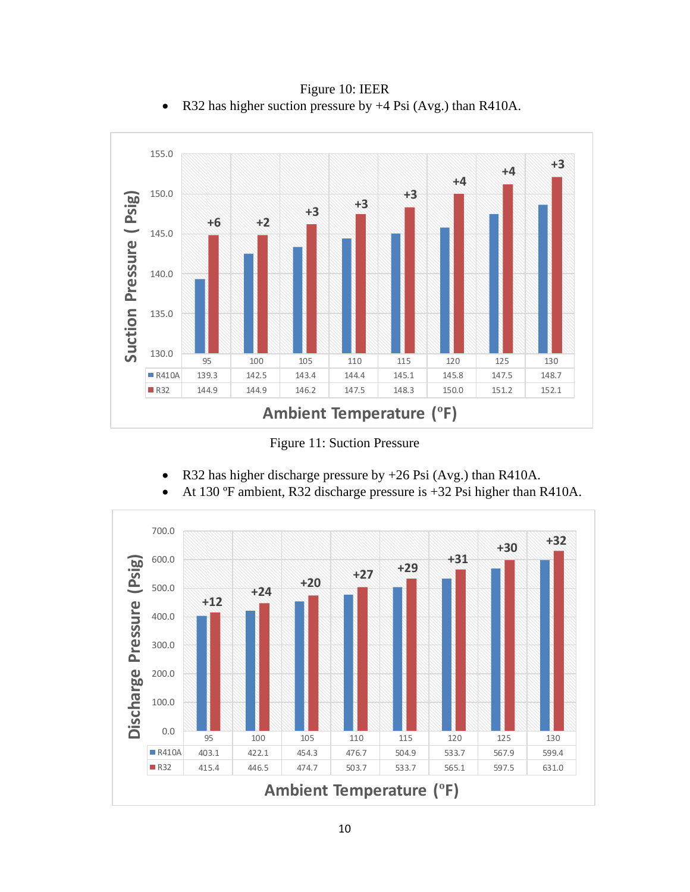Figure 10: IEER

- R32 has higher suction pressure by +4 Psi (Avg.) than R410A.

| Ambient Temperature (°F) | 95 | 100 | 105 | 110 | 115 | 120 | 125 | 130 |
|---|---|---|---|---|---|---|---|---|
| R410A | 139.3 | 142.5 | 143.4 | 144.4 | 145.1 | 145.8 | 147.5 | 148.7 |
| R32 | 144.9 | 144.9 | 146.2 | 147.5 | 148.3 | 150.0 | 151.2 | 152.1 |
| Difference | +6 | +2 | +3 | +3 | +3 | +4 | +4 | +3 |

Figure 11: Suction Pressure

- R32 has higher discharge pressure by +26 Psi (Avg.) than R410A.
- At 130 ºF ambient, R32 discharge pressure is +32 Psi higher than R410A.

| Ambient Temperature (°F) | 95 | 100 | 105 | 110 | 115 | 120 | 125 | 130 |
|---|---|---|---|---|---|---|---|---|
| R410A | 403.1 | 422.1 | 454.3 | 476.7 | 504.9 | 533.7 | 567.9 | 599.4 |
| R32 | 415.4 | 446.5 | 474.7 | 503.7 | 533.7 | 565.1 | 597.5 | 631.0 |
| Difference | +12 | +24 | +20 | +27 | +29 | +31 | +30 | +32 |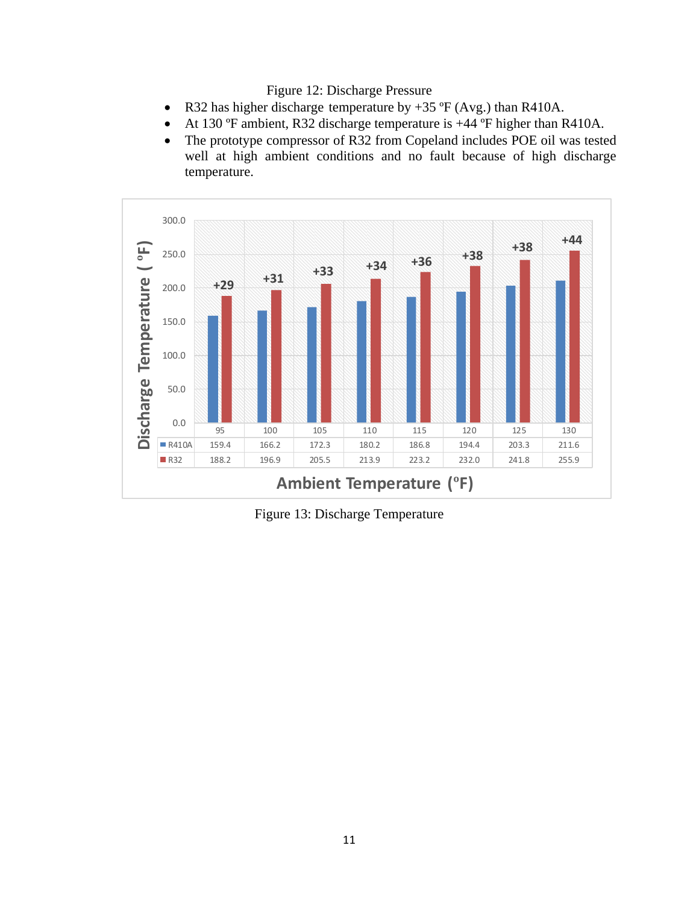Figure 12: Discharge Pressure

- R32 has higher discharge temperature by +35 ºF (Avg.) than R410A.
- At 130 ºF ambient, R32 discharge temperature is +44 ºF higher than R410A.
- The prototype compressor of R32 from Copeland includes POE oil was tested well at high ambient conditions and no fault because of high discharge temperature.

| Ambient Temperature (ºF) | 95 | 100 | 105 | 110 | 115 | 120 | 125 | 130 |
|---|---|---|---|---|---|---|---|---|
| R410A | 159.4 | 166.2 | 172.3 | 180.2 | 186.8 | 194.4 | 203.3 | 211.6 |
| R32 | 188.2 | 196.9 | 205.5 | 213.9 | 223.2 | 232.0 | 241.8 | 255.9 |
| Difference | +29 | +31 | +33 | +34 | +36 | +38 | +38 | +44 |

Figure 13: Discharge Temperature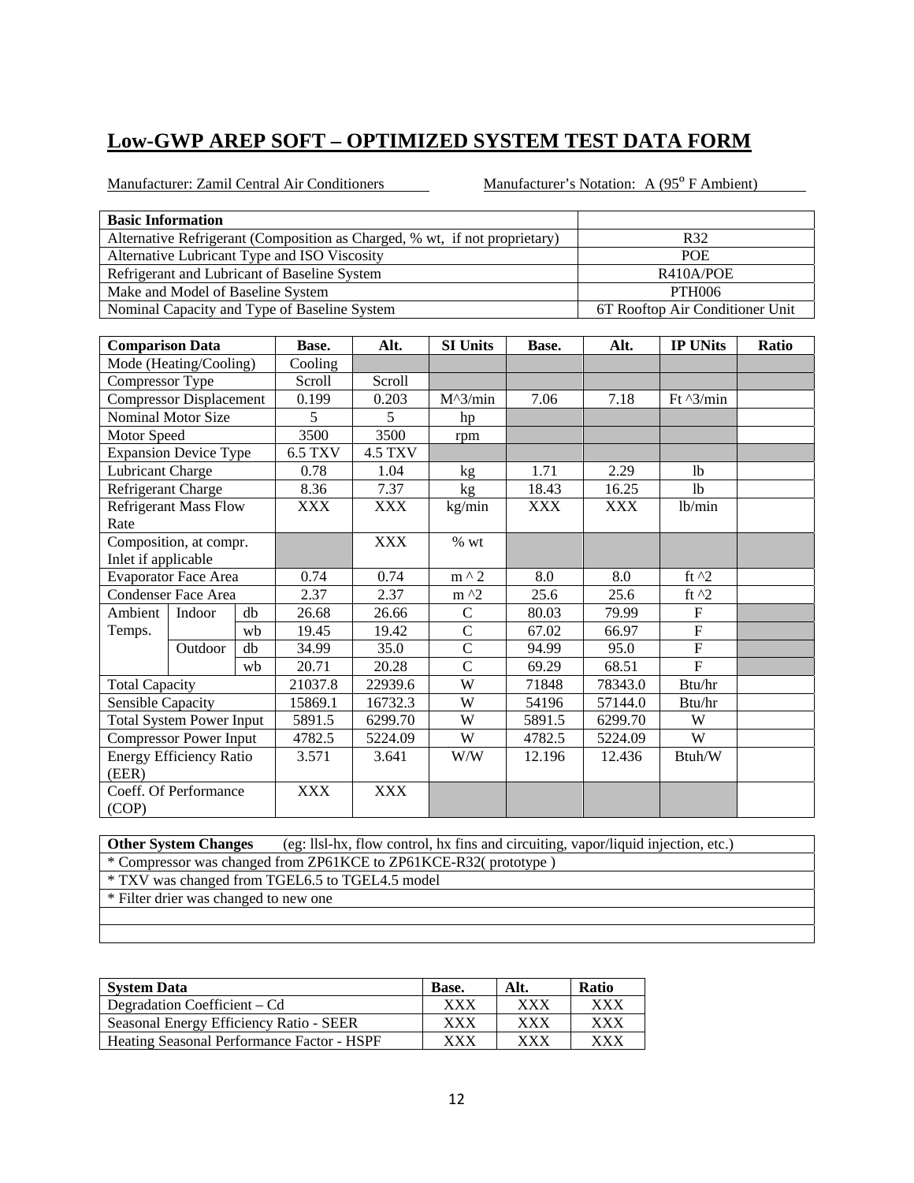## Low-GWP AREP SOFT – OPTIMIZED SYSTEM TEST DATA FORM

Manufacturer: Zamil Central Air Conditioners        Manufacturer's Notation: A (95$^o$ F Ambient)

| **Basic Information** | |
|---|---|
| Alternative Refrigerant (Composition as Charged, % wt, if not proprietary) | R32 |
| Alternative Lubricant Type and ISO Viscosity | POE |
| Refrigerant and Lubricant of Baseline System | R410A/POE |
| Make and Model of Baseline System | PTH006 |
| Nominal Capacity and Type of Baseline System | 6T Rooftop Air Conditioner Unit |

| **Comparison Data** | | | **Base.** | **Alt.** | **SI Units** | **Base.** | **Alt.** | **IP UNits** | **Ratio** |
|---|---|---|---|---|---|---|---|---|---|
| Mode (Heating/Cooling) | | | Cooling | | | | | | |
| Compressor Type | | | Scroll | Scroll | | | | | |
| Compressor Displacement | | | 0.199 | 0.203 | M^3/min | 7.06 | 7.18 | Ft ^3/min | |
| Nominal Motor Size | | | 5 | 5 | hp | | | | |
| Motor Speed | | | 3500 | 3500 | rpm | | | | |
| Expansion Device Type | | | 6.5 TXV | 4.5 TXV | | | | | |
| Lubricant Charge | | | 0.78 | 1.04 | kg | 1.71 | 2.29 | lb | |
| Refrigerant Charge | | | 8.36 | 7.37 | kg | 18.43 | 16.25 | lb | |
| Refrigerant Mass Flow Rate | | | XXX | XXX | kg/min | XXX | XXX | lb/min | |
| Composition, at compr. Inlet if applicable | | | | XXX | % wt | | | | |
| Evaporator Face Area | | | 0.74 | 0.74 | m ^ 2 | 8.0 | 8.0 | ft ^2 | |
| Condenser Face Area | | | 2.37 | 2.37 | m ^2 | 25.6 | 25.6 | ft ^2 | |
| Ambient Temps. | Indoor | db | 26.68 | 26.66 | C | 80.03 | 79.99 | F | |
| | | wb | 19.45 | 19.42 | C | 67.02 | 66.97 | F | |
| | Outdoor | db | 34.99 | 35.0 | C | 94.99 | 95.0 | F | |
| | | wb | 20.71 | 20.28 | C | 69.29 | 68.51 | F | |
| Total Capacity | | | 21037.8 | 22939.6 | W | 71848 | 78343.0 | Btu/hr | |
| Sensible Capacity | | | 15869.1 | 16732.3 | W | 54196 | 57144.0 | Btu/hr | |
| Total System Power Input | | | 5891.5 | 6299.70 | W | 5891.5 | 6299.70 | W | |
| Compressor Power Input | | | 4782.5 | 5224.09 | W | 4782.5 | 5224.09 | W | |
| Energy Efficiency Ratio (EER) | | | 3.571 | 3.641 | W/W | 12.196 | 12.436 | Btuh/W | |
| Coeff. Of Performance (COP) | | | XXX | XXX | | | | | |

| **Other System Changes** (eg: llsl-hx, flow control, hx fins and circuiting, vapor/liquid injection, etc.) |
|---|
| * Compressor was changed from ZP61KCE to ZP61KCE-R32( prototype ) |
| * TXV was changed from TGEL6.5 to TGEL4.5 model |
| * Filter drier was changed to new one |
| |
| |

| **System Data** | **Base.** | **Alt.** | **Ratio** |
|---|---|---|---|
| Degradation Coefficient – Cd | XXX | XXX | XXX |
| Seasonal Energy Efficiency Ratio - SEER | XXX | XXX | XXX |
| Heating Seasonal Performance Factor - HSPF | XXX | XXX | XXX |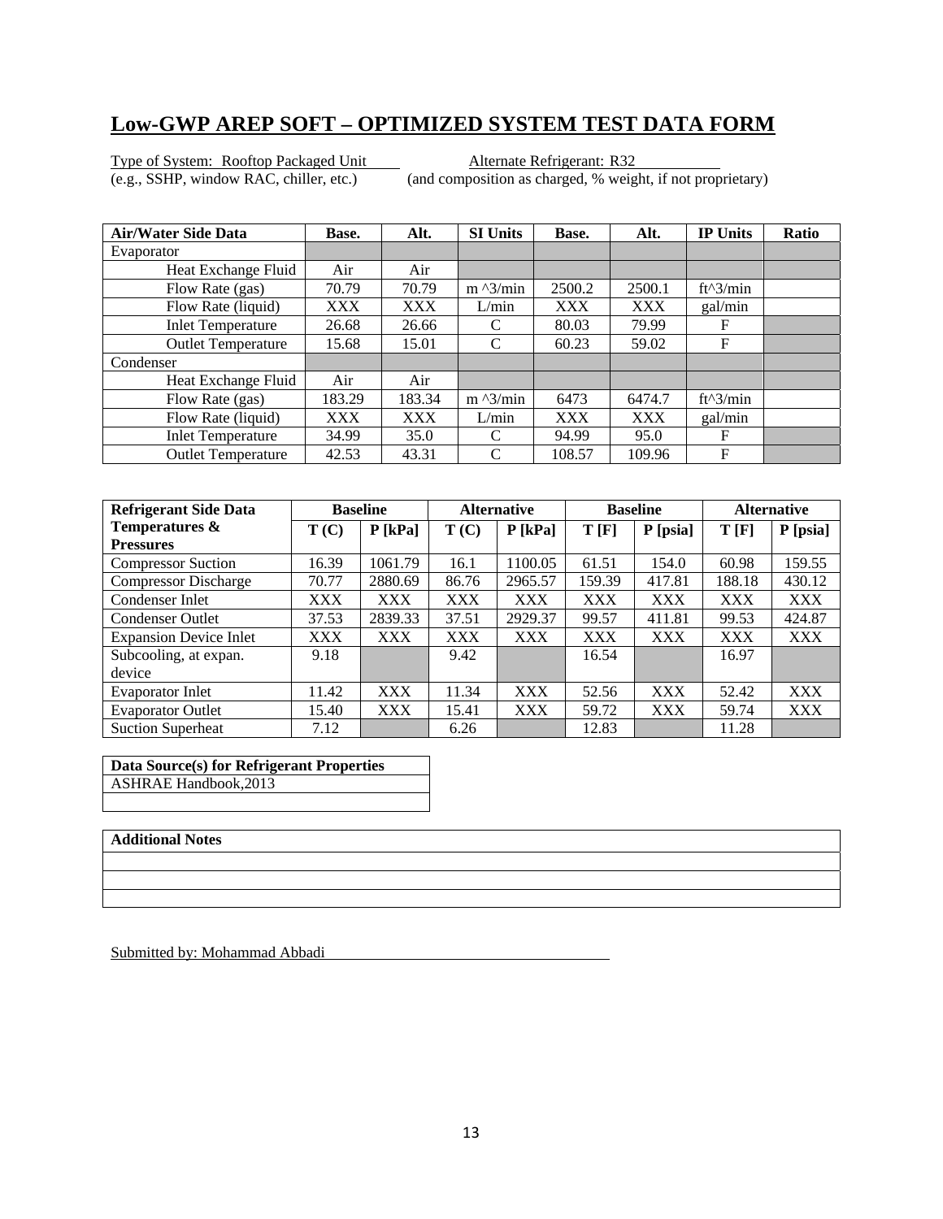# Low-GWP AREP SOFT – OPTIMIZED SYSTEM TEST DATA FORM

Type of System: Rooftop Packaged Unit
(e.g., SSHP, window RAC, chiller, etc.)

Alternate Refrigerant: R32
(and composition as charged, % weight, if not proprietary)

| Air/Water Side Data | Base. | Alt. | SI Units | Base. | Alt. | IP Units | Ratio |
|---|---|---|---|---|---|---|---|
| Evaporator | | | | | | | |
| Heat Exchange Fluid | Air | Air | | | | | |
| Flow Rate (gas) | 70.79 | 70.79 | m ^3/min | 2500.2 | 2500.1 | ft^3/min | |
| Flow Rate (liquid) | XXX | XXX | L/min | XXX | XXX | gal/min | |
| Inlet Temperature | 26.68 | 26.66 | C | 80.03 | 79.99 | F | |
| Outlet Temperature | 15.68 | 15.01 | C | 60.23 | 59.02 | F | |
| Condenser | | | | | | | |
| Heat Exchange Fluid | Air | Air | | | | | |
| Flow Rate (gas) | 183.29 | 183.34 | m ^3/min | 6473 | 6474.7 | ft^3/min | |
| Flow Rate (liquid) | XXX | XXX | L/min | XXX | XXX | gal/min | |
| Inlet Temperature | 34.99 | 35.0 | C | 94.99 | 95.0 | F | |
| Outlet Temperature | 42.53 | 43.31 | C | 108.57 | 109.96 | F | |

| Refrigerant Side Data | Baseline | | Alternative | | Baseline | | Alternative | |
|---|---|---|---|---|---|---|---|---|
| Temperatures & Pressures | T (C) | P [kPa] | T (C) | P [kPa] | T [F] | P [psia] | T [F] | P [psia] |
| Compressor Suction | 16.39 | 1061.79 | 16.1 | 1100.05 | 61.51 | 154.0 | 60.98 | 159.55 |
| Compressor Discharge | 70.77 | 2880.69 | 86.76 | 2965.57 | 159.39 | 417.81 | 188.18 | 430.12 |
| Condenser Inlet | XXX | XXX | XXX | XXX | XXX | XXX | XXX | XXX |
| Condenser Outlet | 37.53 | 2839.33 | 37.51 | 2929.37 | 99.57 | 411.81 | 99.53 | 424.87 |
| Expansion Device Inlet | XXX | XXX | XXX | XXX | XXX | XXX | XXX | XXX |
| Subcooling, at expan. device | 9.18 | | 9.42 | | 16.54 | | 16.97 | |
| Evaporator Inlet | 11.42 | XXX | 11.34 | XXX | 52.56 | XXX | 52.42 | XXX |
| Evaporator Outlet | 15.40 | XXX | 15.41 | XXX | 59.72 | XXX | 59.74 | XXX |
| Suction Superheat | 7.12 | | 6.26 | | 12.83 | | 11.28 | |

| Data Source(s) for Refrigerant Properties |
|---|
| ASHRAE Handbook,2013 |
| |

| Additional Notes |
|---|
| |
| |
| |

Submitted by: Mohammad Abbadi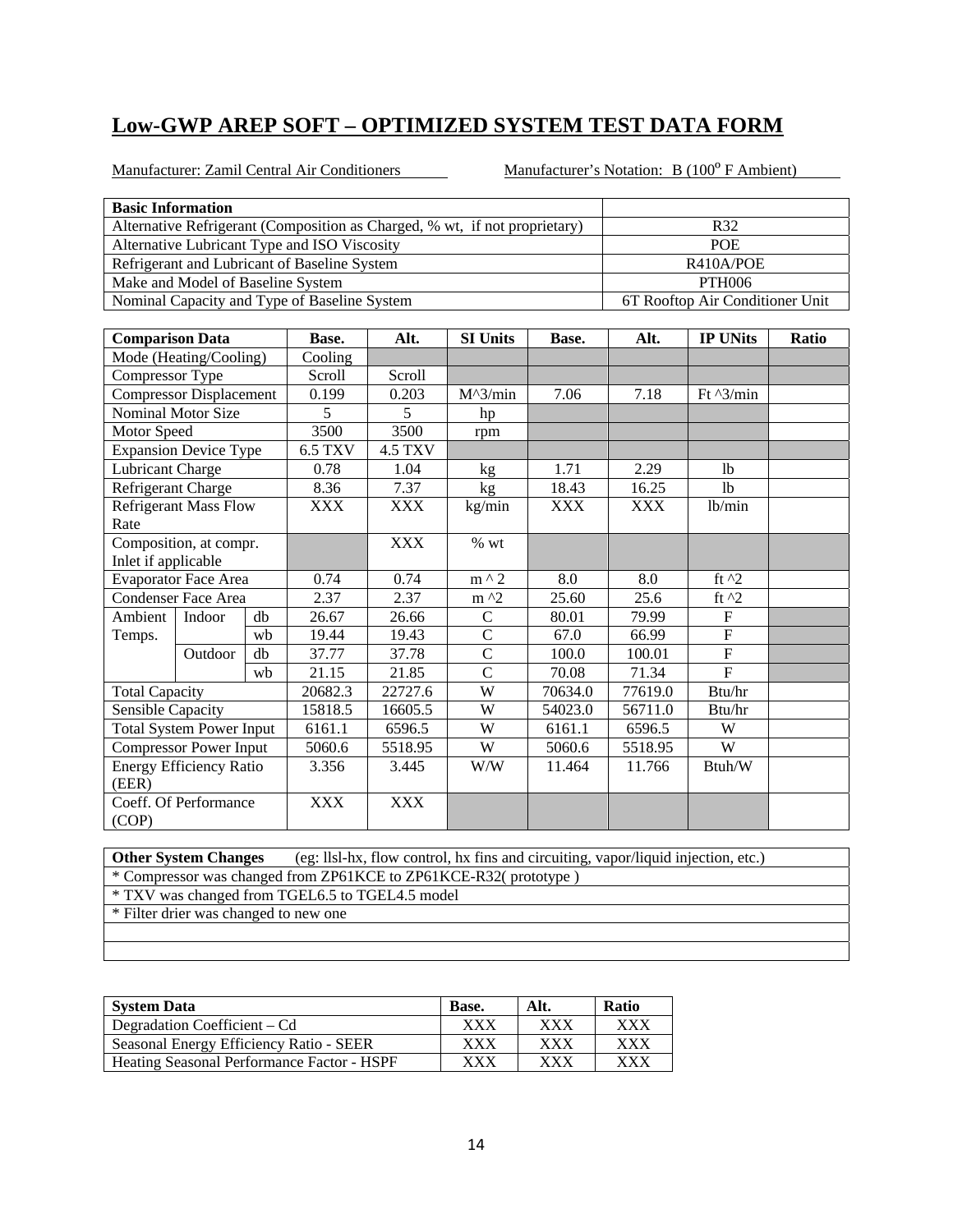## Low-GWP AREP SOFT – OPTIMIZED SYSTEM TEST DATA FORM

Manufacturer: Zamil Central Air Conditioners    Manufacturer's Notation: B (100$^{o}$ F Ambient)

| Basic Information | |
|---|---|
| Alternative Refrigerant (Composition as Charged, % wt, if not proprietary) | R32 |
| Alternative Lubricant Type and ISO Viscosity | POE |
| Refrigerant and Lubricant of Baseline System | R410A/POE |
| Make and Model of Baseline System | PTH006 |
| Nominal Capacity and Type of Baseline System | 6T Rooftop Air Conditioner Unit |

| Comparison Data | | | Base. | Alt. | SI Units | Base. | Alt. | IP UNits | Ratio |
|---|---|---|---|---|---|---|---|---|---|
| Mode (Heating/Cooling) | | | Cooling | | | | | | |
| Compressor Type | | | Scroll | Scroll | | | | | |
| Compressor Displacement | | | 0.199 | 0.203 | M^3/min | 7.06 | 7.18 | Ft ^3/min | |
| Nominal Motor Size | | | 5 | 5 | hp | | | | |
| Motor Speed | | | 3500 | 3500 | rpm | | | | |
| Expansion Device Type | | | 6.5 TXV | 4.5 TXV | | | | | |
| Lubricant Charge | | | 0.78 | 1.04 | kg | 1.71 | 2.29 | lb | |
| Refrigerant Charge | | | 8.36 | 7.37 | kg | 18.43 | 16.25 | lb | |
| Refrigerant Mass Flow Rate | | | XXX | XXX | kg/min | XXX | XXX | lb/min | |
| Composition, at compr. Inlet if applicable | | | | XXX | % wt | | | | |
| Evaporator Face Area | | | 0.74 | 0.74 | m ^ 2 | 8.0 | 8.0 | ft ^2 | |
| Condenser Face Area | | | 2.37 | 2.37 | m ^2 | 25.60 | 25.6 | ft ^2 | |
| Ambient Temps. | Indoor | db | 26.67 | 26.66 | C | 80.01 | 79.99 | F | |
| | | wb | 19.44 | 19.43 | C | 67.0 | 66.99 | F | |
| | Outdoor | db | 37.77 | 37.78 | C | 100.0 | 100.01 | F | |
| | | wb | 21.15 | 21.85 | C | 70.08 | 71.34 | F | |
| Total Capacity | | | 20682.3 | 22727.6 | W | 70634.0 | 77619.0 | Btu/hr | |
| Sensible Capacity | | | 15818.5 | 16605.5 | W | 54023.0 | 56711.0 | Btu/hr | |
| Total System Power Input | | | 6161.1 | 6596.5 | W | 6161.1 | 6596.5 | W | |
| Compressor Power Input | | | 5060.6 | 5518.95 | W | 5060.6 | 5518.95 | W | |
| Energy Efficiency Ratio (EER) | | | 3.356 | 3.445 | W/W | 11.464 | 11.766 | Btuh/W | |
| Coeff. Of Performance (COP) | | | XXX | XXX | | | | | |

| **Other System Changes** (eg: llsl-hx, flow control, hx fins and circuiting, vapor/liquid injection, etc.) |
|---|
| * Compressor was changed from ZP61KCE to ZP61KCE-R32( prototype ) |
| * TXV was changed from TGEL6.5 to TGEL4.5 model |
| * Filter drier was changed to new one |
| |
| |

| System Data | Base. | Alt. | Ratio |
|---|---|---|---|
| Degradation Coefficient – Cd | XXX | XXX | XXX |
| Seasonal Energy Efficiency Ratio - SEER | XXX | XXX | XXX |
| Heating Seasonal Performance Factor - HSPF | XXX | XXX | XXX |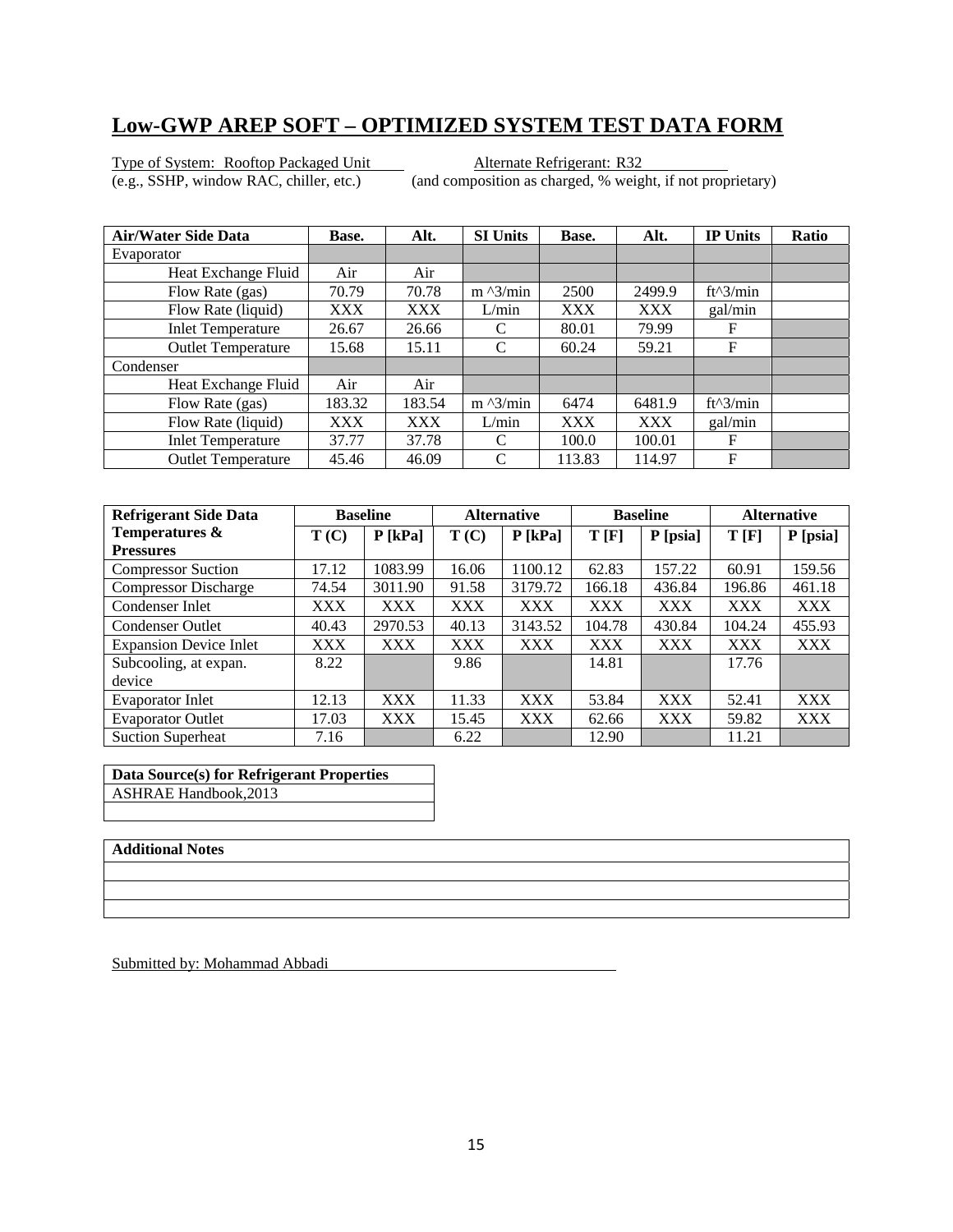# Low-GWP AREP SOFT – OPTIMIZED SYSTEM TEST DATA FORM

Type of System: Rooftop Packaged Unit (e.g., SSHP, window RAC, chiller, etc.)

Alternate Refrigerant: R32 (and composition as charged, % weight, if not proprietary)

| Air/Water Side Data | Base. | Alt. | SI Units | Base. | Alt. | IP Units | Ratio |
|---|---|---|---|---|---|---|---|
| Evaporator | | | | | | | |
| Heat Exchange Fluid | Air | Air | | | | | |
| Flow Rate (gas) | 70.79 | 70.78 | m ^3/min | 2500 | 2499.9 | ft^3/min | |
| Flow Rate (liquid) | XXX | XXX | L/min | XXX | XXX | gal/min | |
| Inlet Temperature | 26.67 | 26.66 | C | 80.01 | 79.99 | F | |
| Outlet Temperature | 15.68 | 15.11 | C | 60.24 | 59.21 | F | |
| Condenser | | | | | | | |
| Heat Exchange Fluid | Air | Air | | | | | |
| Flow Rate (gas) | 183.32 | 183.54 | m ^3/min | 6474 | 6481.9 | ft^3/min | |
| Flow Rate (liquid) | XXX | XXX | L/min | XXX | XXX | gal/min | |
| Inlet Temperature | 37.77 | 37.78 | C | 100.0 | 100.01 | F | |
| Outlet Temperature | 45.46 | 46.09 | C | 113.83 | 114.97 | F | |

| Refrigerant Side Data | Baseline | | Alternative | | Baseline | | Alternative | |
|---|---|---|---|---|---|---|---|---|
| Temperatures & Pressures | T (C) | P [kPa] | T (C) | P [kPa] | T [F] | P [psia] | T [F] | P [psia] |
| Compressor Suction | 17.12 | 1083.99 | 16.06 | 1100.12 | 62.83 | 157.22 | 60.91 | 159.56 |
| Compressor Discharge | 74.54 | 3011.90 | 91.58 | 3179.72 | 166.18 | 436.84 | 196.86 | 461.18 |
| Condenser Inlet | XXX | XXX | XXX | XXX | XXX | XXX | XXX | XXX |
| Condenser Outlet | 40.43 | 2970.53 | 40.13 | 3143.52 | 104.78 | 430.84 | 104.24 | 455.93 |
| Expansion Device Inlet | XXX | XXX | XXX | XXX | XXX | XXX | XXX | XXX |
| Subcooling, at expan. device | 8.22 | | 9.86 | | 14.81 | | 17.76 | |
| Evaporator Inlet | 12.13 | XXX | 11.33 | XXX | 53.84 | XXX | 52.41 | XXX |
| Evaporator Outlet | 17.03 | XXX | 15.45 | XXX | 62.66 | XXX | 59.82 | XXX |
| Suction Superheat | 7.16 | | 6.22 | | 12.90 | | 11.21 | |

| Data Source(s) for Refrigerant Properties |
|---|
| ASHRAE Handbook,2013 |
| |

| Additional Notes |
|---|
| |
| |
| |

Submitted by: Mohammad Abbadi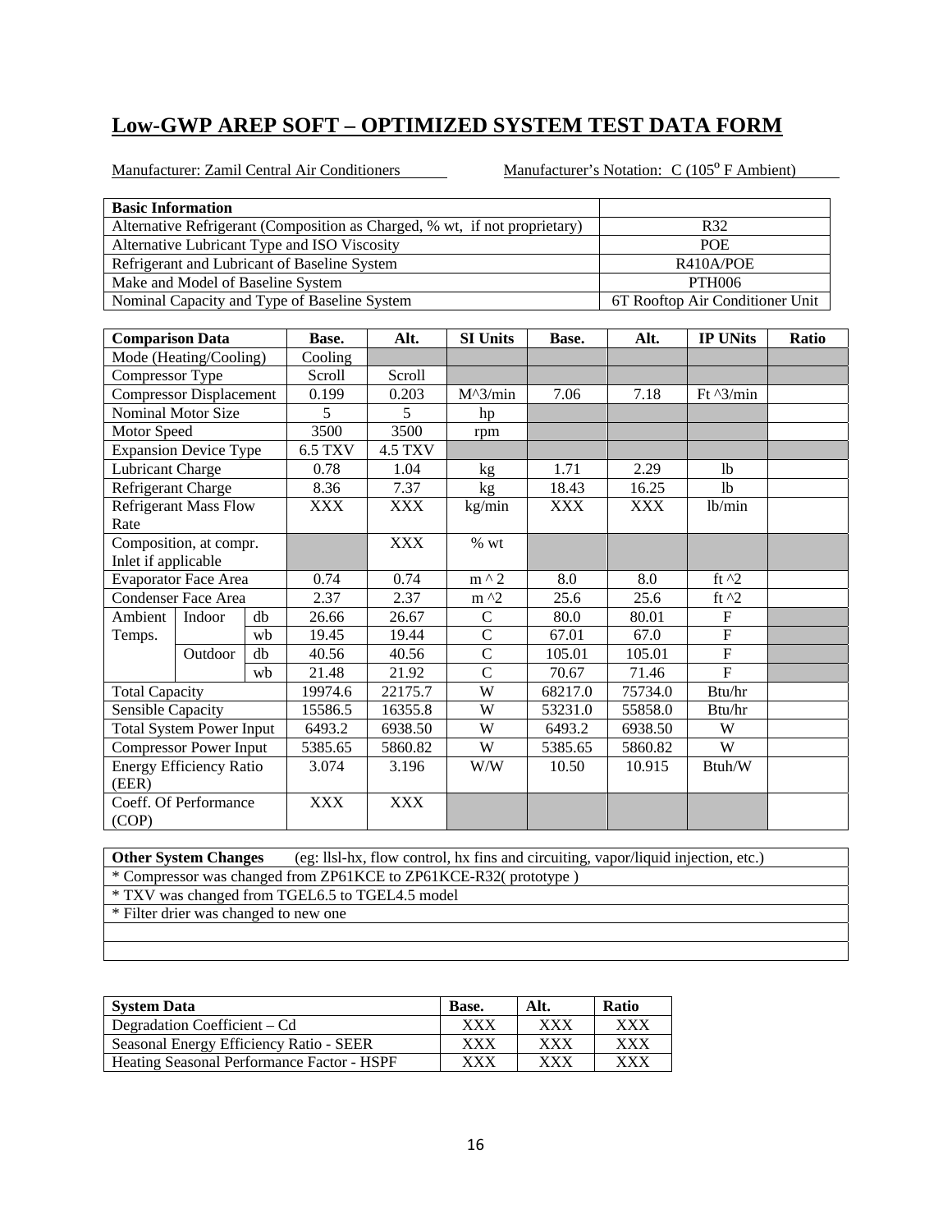## Low-GWP AREP SOFT – OPTIMIZED SYSTEM TEST DATA FORM

Manufacturer: Zamil Central Air Conditioners　　　　Manufacturer's Notation: C (105$^{o}$ F Ambient)

| Basic Information | |
|---|---|
| Alternative Refrigerant (Composition as Charged, % wt, if not proprietary) | R32 |
| Alternative Lubricant Type and ISO Viscosity | POE |
| Refrigerant and Lubricant of Baseline System | R410A/POE |
| Make and Model of Baseline System | PTH006 |
| Nominal Capacity and Type of Baseline System | 6T Rooftop Air Conditioner Unit |

| Comparison Data | | | Base. | Alt. | SI Units | Base. | Alt. | IP UNits | Ratio |
|---|---|---|---|---|---|---|---|---|---|
| Mode (Heating/Cooling) | | | Cooling | | | | | | |
| Compressor Type | | | Scroll | Scroll | | | | | |
| Compressor Displacement | | | 0.199 | 0.203 | M^3/min | 7.06 | 7.18 | Ft ^3/min | |
| Nominal Motor Size | | | 5 | 5 | hp | | | | |
| Motor Speed | | | 3500 | 3500 | rpm | | | | |
| Expansion Device Type | | | 6.5 TXV | 4.5 TXV | | | | | |
| Lubricant Charge | | | 0.78 | 1.04 | kg | 1.71 | 2.29 | lb | |
| Refrigerant Charge | | | 8.36 | 7.37 | kg | 18.43 | 16.25 | lb | |
| Refrigerant Mass Flow Rate | | | XXX | XXX | kg/min | XXX | XXX | lb/min | |
| Composition, at compr. Inlet if applicable | | | | XXX | % wt | | | | |
| Evaporator Face Area | | | 0.74 | 0.74 | m ^ 2 | 8.0 | 8.0 | ft ^2 | |
| Condenser Face Area | | | 2.37 | 2.37 | m ^2 | 25.6 | 25.6 | ft ^2 | |
| Ambient Temps. | Indoor | db | 26.66 | 26.67 | C | 80.0 | 80.01 | F | |
| | | wb | 19.45 | 19.44 | C | 67.01 | 67.0 | F | |
| | Outdoor | db | 40.56 | 40.56 | C | 105.01 | 105.01 | F | |
| | | wb | 21.48 | 21.92 | C | 70.67 | 71.46 | F | |
| Total Capacity | | | 19974.6 | 22175.7 | W | 68217.0 | 75734.0 | Btu/hr | |
| Sensible Capacity | | | 15586.5 | 16355.8 | W | 53231.0 | 55858.0 | Btu/hr | |
| Total System Power Input | | | 6493.2 | 6938.50 | W | 6493.2 | 6938.50 | W | |
| Compressor Power Input | | | 5385.65 | 5860.82 | W | 5385.65 | 5860.82 | W | |
| Energy Efficiency Ratio (EER) | | | 3.074 | 3.196 | W/W | 10.50 | 10.915 | Btuh/W | |
| Coeff. Of Performance (COP) | | | XXX | XXX | | | | | |

| **Other System Changes** (eg: llsl-hx, flow control, hx fins and circuiting, vapor/liquid injection, etc.) |
|---|
| * Compressor was changed from ZP61KCE to ZP61KCE-R32( prototype ) |
| * TXV was changed from TGEL6.5 to TGEL4.5 model |
| * Filter drier was changed to new one |
| |
| |

| System Data | Base. | Alt. | Ratio |
|---|---|---|---|
| Degradation Coefficient – Cd | XXX | XXX | XXX |
| Seasonal Energy Efficiency Ratio - SEER | XXX | XXX | XXX |
| Heating Seasonal Performance Factor - HSPF | XXX | XXX | XXX |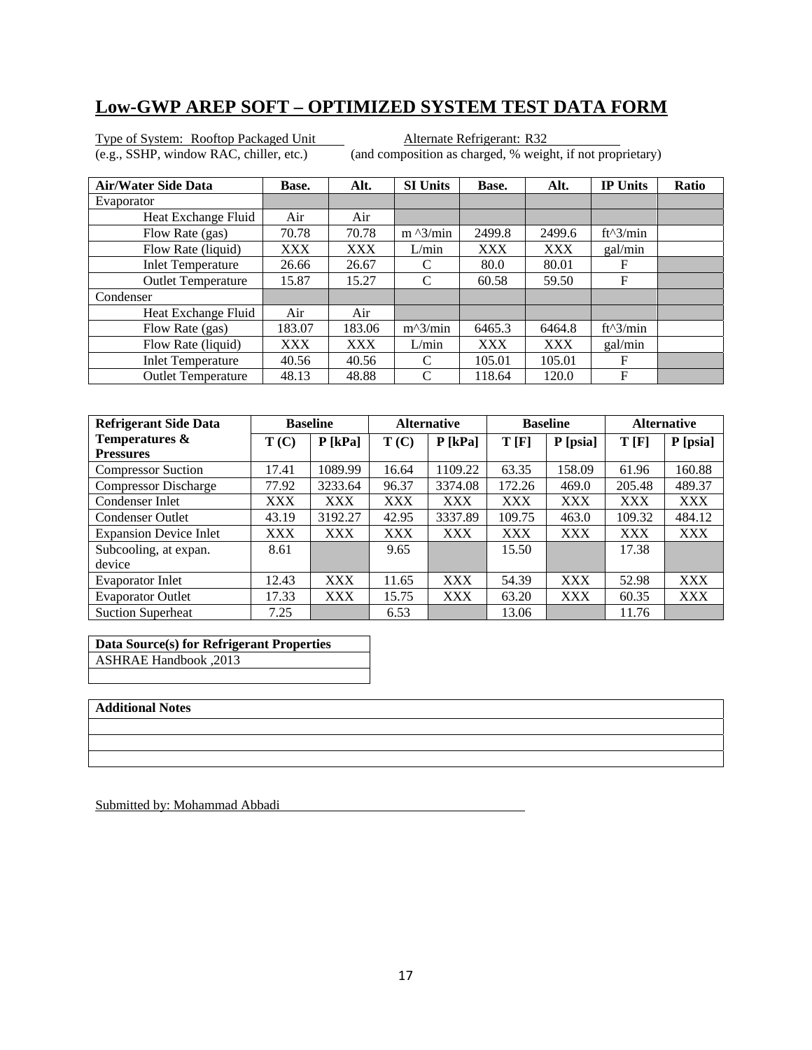# Low-GWP AREP SOFT – OPTIMIZED SYSTEM TEST DATA FORM

Type of System: Rooftop Packaged Unit (e.g., SSHP, window RAC, chiller, etc.)

Alternate Refrigerant: R32 (and composition as charged, % weight, if not proprietary)

| Air/Water Side Data | Base. | Alt. | SI Units | Base. | Alt. | IP Units | Ratio |
|---|---|---|---|---|---|---|---|
| Evaporator | | | | | | | |
| Heat Exchange Fluid | Air | Air | | | | | |
| Flow Rate (gas) | 70.78 | 70.78 | m ^3/min | 2499.8 | 2499.6 | ft^3/min | |
| Flow Rate (liquid) | XXX | XXX | L/min | XXX | XXX | gal/min | |
| Inlet Temperature | 26.66 | 26.67 | C | 80.0 | 80.01 | F | |
| Outlet Temperature | 15.87 | 15.27 | C | 60.58 | 59.50 | F | |
| Condenser | | | | | | | |
| Heat Exchange Fluid | Air | Air | | | | | |
| Flow Rate (gas) | 183.07 | 183.06 | m^3/min | 6465.3 | 6464.8 | ft^3/min | |
| Flow Rate (liquid) | XXX | XXX | L/min | XXX | XXX | gal/min | |
| Inlet Temperature | 40.56 | 40.56 | C | 105.01 | 105.01 | F | |
| Outlet Temperature | 48.13 | 48.88 | C | 118.64 | 120.0 | F | |

| Refrigerant Side Data | Baseline | | Alternative | | Baseline | | Alternative | |
|---|---|---|---|---|---|---|---|---|
| Temperatures & Pressures | T (C) | P [kPa] | T (C) | P [kPa] | T [F] | P [psia] | T [F] | P [psia] |
| Compressor Suction | 17.41 | 1089.99 | 16.64 | 1109.22 | 63.35 | 158.09 | 61.96 | 160.88 |
| Compressor Discharge | 77.92 | 3233.64 | 96.37 | 3374.08 | 172.26 | 469.0 | 205.48 | 489.37 |
| Condenser Inlet | XXX | XXX | XXX | XXX | XXX | XXX | XXX | XXX |
| Condenser Outlet | 43.19 | 3192.27 | 42.95 | 3337.89 | 109.75 | 463.0 | 109.32 | 484.12 |
| Expansion Device Inlet | XXX | XXX | XXX | XXX | XXX | XXX | XXX | XXX |
| Subcooling, at expan. device | 8.61 | | 9.65 | | 15.50 | | 17.38 | |
| Evaporator Inlet | 12.43 | XXX | 11.65 | XXX | 54.39 | XXX | 52.98 | XXX |
| Evaporator Outlet | 17.33 | XXX | 15.75 | XXX | 63.20 | XXX | 60.35 | XXX |
| Suction Superheat | 7.25 | | 6.53 | | 13.06 | | 11.76 | |

| Data Source(s) for Refrigerant Properties |
|---|
| ASHRAE Handbook ,2013 |
| |

| Additional Notes |
|---|
| |
| |
| |

Submitted by: Mohammad Abbadi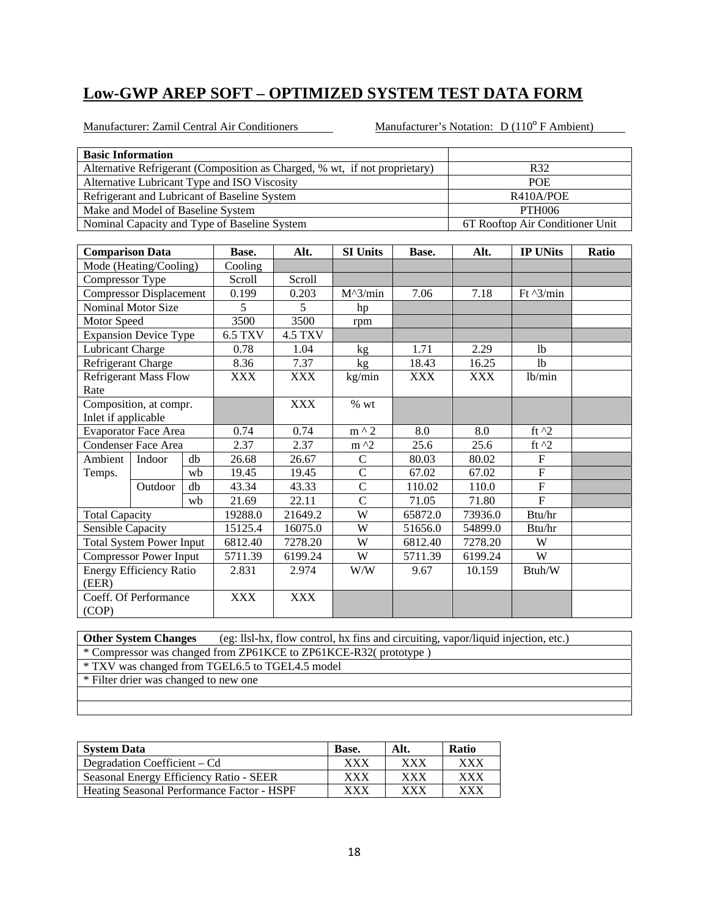# Low-GWP AREP SOFT – OPTIMIZED SYSTEM TEST DATA FORM

Manufacturer: Zamil Central Air Conditioners    Manufacturer's Notation: D (110$^o$ F Ambient)

| **Basic Information** | |
|---|---|
| Alternative Refrigerant (Composition as Charged, % wt, if not proprietary) | R32 |
| Alternative Lubricant Type and ISO Viscosity | POE |
| Refrigerant and Lubricant of Baseline System | R410A/POE |
| Make and Model of Baseline System | PTH006 |
| Nominal Capacity and Type of Baseline System | 6T Rooftop Air Conditioner Unit |

| **Comparison Data** | | | **Base.** | **Alt.** | **SI Units** | **Base.** | **Alt.** | **IP UNits** | **Ratio** |
|---|---|---|---|---|---|---|---|---|---|
| Mode (Heating/Cooling) | | | Cooling | | | | | | |
| Compressor Type | | | Scroll | Scroll | | | | | |
| Compressor Displacement | | | 0.199 | 0.203 | M^3/min | 7.06 | 7.18 | Ft ^3/min | |
| Nominal Motor Size | | | 5 | 5 | hp | | | | |
| Motor Speed | | | 3500 | 3500 | rpm | | | | |
| Expansion Device Type | | | 6.5 TXV | 4.5 TXV | | | | | |
| Lubricant Charge | | | 0.78 | 1.04 | kg | 1.71 | 2.29 | lb | |
| Refrigerant Charge | | | 8.36 | 7.37 | kg | 18.43 | 16.25 | lb | |
| Refrigerant Mass Flow Rate | | | XXX | XXX | kg/min | XXX | XXX | lb/min | |
| Composition, at compr. Inlet if applicable | | | | XXX | % wt | | | | |
| Evaporator Face Area | | | 0.74 | 0.74 | m ^ 2 | 8.0 | 8.0 | ft ^2 | |
| Condenser Face Area | | | 2.37 | 2.37 | m ^2 | 25.6 | 25.6 | ft ^2 | |
| Ambient Temps. | Indoor | db | 26.68 | 26.67 | C | 80.03 | 80.02 | F | |
| | | wb | 19.45 | 19.45 | C | 67.02 | 67.02 | F | |
| | Outdoor | db | 43.34 | 43.33 | C | 110.02 | 110.0 | F | |
| | | wb | 21.69 | 22.11 | C | 71.05 | 71.80 | F | |
| Total Capacity | | | 19288.0 | 21649.2 | W | 65872.0 | 73936.0 | Btu/hr | |
| Sensible Capacity | | | 15125.4 | 16075.0 | W | 51656.0 | 54899.0 | Btu/hr | |
| Total System Power Input | | | 6812.40 | 7278.20 | W | 6812.40 | 7278.20 | W | |
| Compressor Power Input | | | 5711.39 | 6199.24 | W | 5711.39 | 6199.24 | W | |
| Energy Efficiency Ratio (EER) | | | 2.831 | 2.974 | W/W | 9.67 | 10.159 | Btuh/W | |
| Coeff. Of Performance (COP) | | | XXX | XXX | | | | | |

| **Other System Changes** (eg: llsl-hx, flow control, hx fins and circuiting, vapor/liquid injection, etc.) |
|---|
| * Compressor was changed from ZP61KCE to ZP61KCE-R32( prototype ) |
| * TXV was changed from TGEL6.5 to TGEL4.5 model |
| * Filter drier was changed to new one |
| |
| |

| **System Data** | **Base.** | **Alt.** | **Ratio** |
|---|---|---|---|
| Degradation Coefficient – Cd | XXX | XXX | XXX |
| Seasonal Energy Efficiency Ratio - SEER | XXX | XXX | XXX |
| Heating Seasonal Performance Factor - HSPF | XXX | XXX | XXX |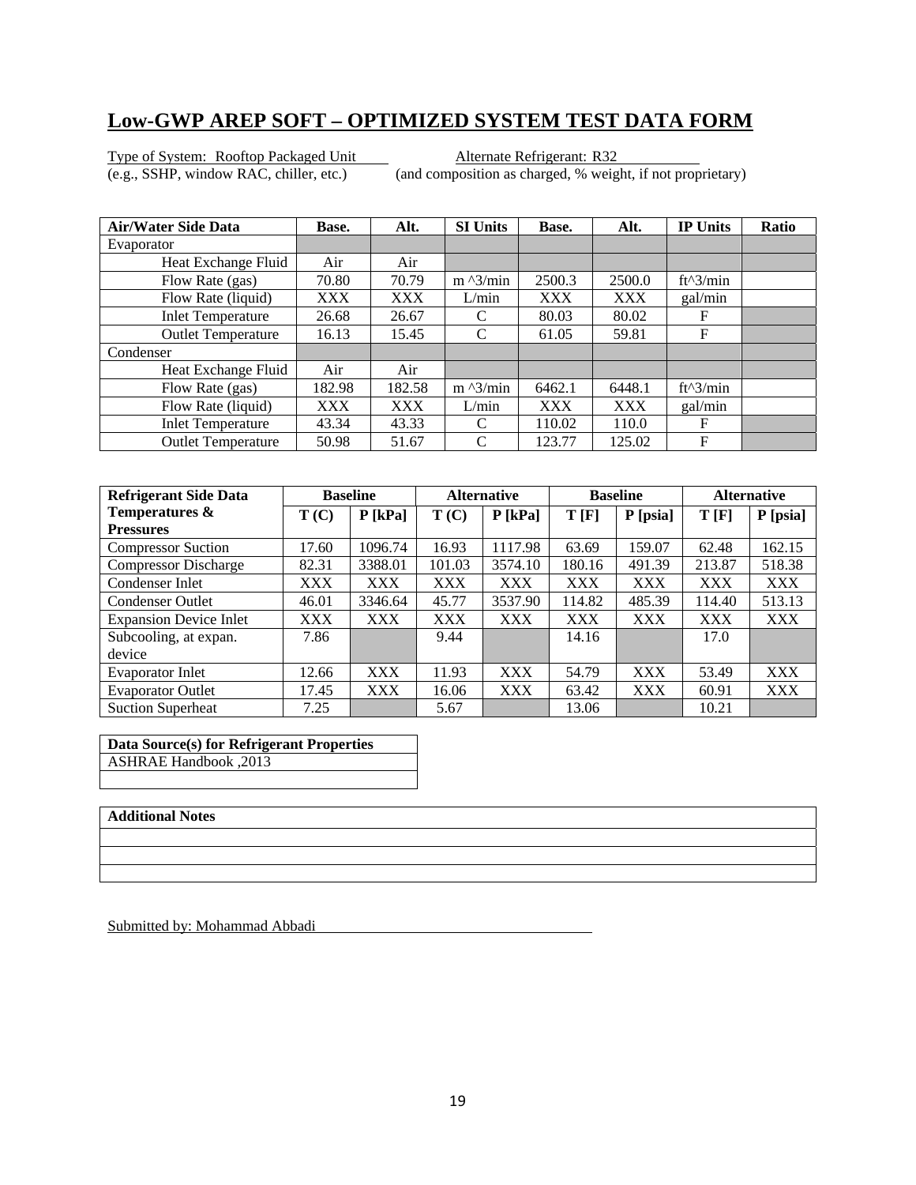# Low-GWP AREP SOFT – OPTIMIZED SYSTEM TEST DATA FORM

Type of System: Rooftop Packaged Unit
(e.g., SSHP, window RAC, chiller, etc.)

Alternate Refrigerant: R32
(and composition as charged, % weight, if not proprietary)

| Air/Water Side Data | Base. | Alt. | SI Units | Base. | Alt. | IP Units | Ratio |
|---|---|---|---|---|---|---|---|
| Evaporator | | | | | | | |
| Heat Exchange Fluid | Air | Air | | | | | |
| Flow Rate (gas) | 70.80 | 70.79 | m ^3/min | 2500.3 | 2500.0 | ft^3/min | |
| Flow Rate (liquid) | XXX | XXX | L/min | XXX | XXX | gal/min | |
| Inlet Temperature | 26.68 | 26.67 | C | 80.03 | 80.02 | F | |
| Outlet Temperature | 16.13 | 15.45 | C | 61.05 | 59.81 | F | |
| Condenser | | | | | | | |
| Heat Exchange Fluid | Air | Air | | | | | |
| Flow Rate (gas) | 182.98 | 182.58 | m ^3/min | 6462.1 | 6448.1 | ft^3/min | |
| Flow Rate (liquid) | XXX | XXX | L/min | XXX | XXX | gal/min | |
| Inlet Temperature | 43.34 | 43.33 | C | 110.02 | 110.0 | F | |
| Outlet Temperature | 50.98 | 51.67 | C | 123.77 | 125.02 | F | |

| Refrigerant Side Data | Baseline | | Alternative | | Baseline | | Alternative | |
|---|---|---|---|---|---|---|---|---|
| Temperatures & Pressures | T (C) | P [kPa] | T (C) | P [kPa] | T [F] | P [psia] | T [F] | P [psia] |
| Compressor Suction | 17.60 | 1096.74 | 16.93 | 1117.98 | 63.69 | 159.07 | 62.48 | 162.15 |
| Compressor Discharge | 82.31 | 3388.01 | 101.03 | 3574.10 | 180.16 | 491.39 | 213.87 | 518.38 |
| Condenser Inlet | XXX | XXX | XXX | XXX | XXX | XXX | XXX | XXX |
| Condenser Outlet | 46.01 | 3346.64 | 45.77 | 3537.90 | 114.82 | 485.39 | 114.40 | 513.13 |
| Expansion Device Inlet | XXX | XXX | XXX | XXX | XXX | XXX | XXX | XXX |
| Subcooling, at expan. device | 7.86 | | 9.44 | | 14.16 | | 17.0 | |
| Evaporator Inlet | 12.66 | XXX | 11.93 | XXX | 54.79 | XXX | 53.49 | XXX |
| Evaporator Outlet | 17.45 | XXX | 16.06 | XXX | 63.42 | XXX | 60.91 | XXX |
| Suction Superheat | 7.25 | | 5.67 | | 13.06 | | 10.21 | |

| Data Source(s) for Refrigerant Properties |
|---|
| ASHRAE Handbook ,2013 |
| |

| Additional Notes |
|---|
| |
| |
| |

Submitted by: Mohammad Abbadi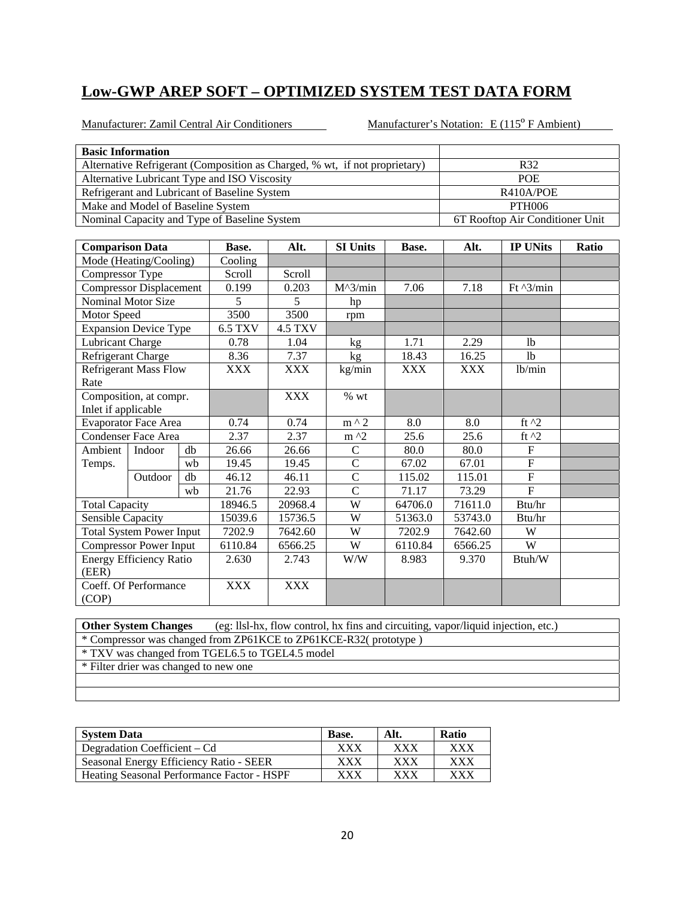# Low-GWP AREP SOFT – OPTIMIZED SYSTEM TEST DATA FORM

Manufacturer: Zamil Central Air Conditioners    Manufacturer's Notation: E (115$^{o}$ F Ambient)

| Basic Information | |
|---|---|
| Alternative Refrigerant (Composition as Charged, % wt, if not proprietary) | R32 |
| Alternative Lubricant Type and ISO Viscosity | POE |
| Refrigerant and Lubricant of Baseline System | R410A/POE |
| Make and Model of Baseline System | PTH006 |
| Nominal Capacity and Type of Baseline System | 6T Rooftop Air Conditioner Unit |

| Comparison Data | | | Base. | Alt. | SI Units | Base. | Alt. | IP UNits | Ratio |
|---|---|---|---|---|---|---|---|---|---|
| Mode (Heating/Cooling) | | | Cooling | | | | | | |
| Compressor Type | | | Scroll | Scroll | | | | | |
| Compressor Displacement | | | 0.199 | 0.203 | M^3/min | 7.06 | 7.18 | Ft ^3/min | |
| Nominal Motor Size | | | 5 | 5 | hp | | | | |
| Motor Speed | | | 3500 | 3500 | rpm | | | | |
| Expansion Device Type | | | 6.5 TXV | 4.5 TXV | | | | | |
| Lubricant Charge | | | 0.78 | 1.04 | kg | 1.71 | 2.29 | lb | |
| Refrigerant Charge | | | 8.36 | 7.37 | kg | 18.43 | 16.25 | lb | |
| Refrigerant Mass Flow Rate | | | XXX | XXX | kg/min | XXX | XXX | lb/min | |
| Composition, at compr. Inlet if applicable | | | | XXX | % wt | | | | |
| Evaporator Face Area | | | 0.74 | 0.74 | m ^ 2 | 8.0 | 8.0 | ft ^2 | |
| Condenser Face Area | | | 2.37 | 2.37 | m ^2 | 25.6 | 25.6 | ft ^2 | |
| Ambient Temps. | Indoor | db | 26.66 | 26.66 | C | 80.0 | 80.0 | F | |
| | | wb | 19.45 | 19.45 | C | 67.02 | 67.01 | F | |
| | Outdoor | db | 46.12 | 46.11 | C | 115.02 | 115.01 | F | |
| | | wb | 21.76 | 22.93 | C | 71.17 | 73.29 | F | |
| Total Capacity | | | 18946.5 | 20968.4 | W | 64706.0 | 71611.0 | Btu/hr | |
| Sensible Capacity | | | 15039.6 | 15736.5 | W | 51363.0 | 53743.0 | Btu/hr | |
| Total System Power Input | | | 7202.9 | 7642.60 | W | 7202.9 | 7642.60 | W | |
| Compressor Power Input | | | 6110.84 | 6566.25 | W | 6110.84 | 6566.25 | W | |
| Energy Efficiency Ratio (EER) | | | 2.630 | 2.743 | W/W | 8.983 | 9.370 | Btuh/W | |
| Coeff. Of Performance (COP) | | | XXX | XXX | | | | | |

| **Other System Changes** (eg: llsl-hx, flow control, hx fins and circuiting, vapor/liquid injection, etc.) |
|---|
| * Compressor was changed from ZP61KCE to ZP61KCE-R32( prototype ) |
| * TXV was changed from TGEL6.5 to TGEL4.5 model |
| * Filter drier was changed to new one |
| |
| |

| System Data | Base. | Alt. | Ratio |
|---|---|---|---|
| Degradation Coefficient – Cd | XXX | XXX | XXX |
| Seasonal Energy Efficiency Ratio - SEER | XXX | XXX | XXX |
| Heating Seasonal Performance Factor - HSPF | XXX | XXX | XXX |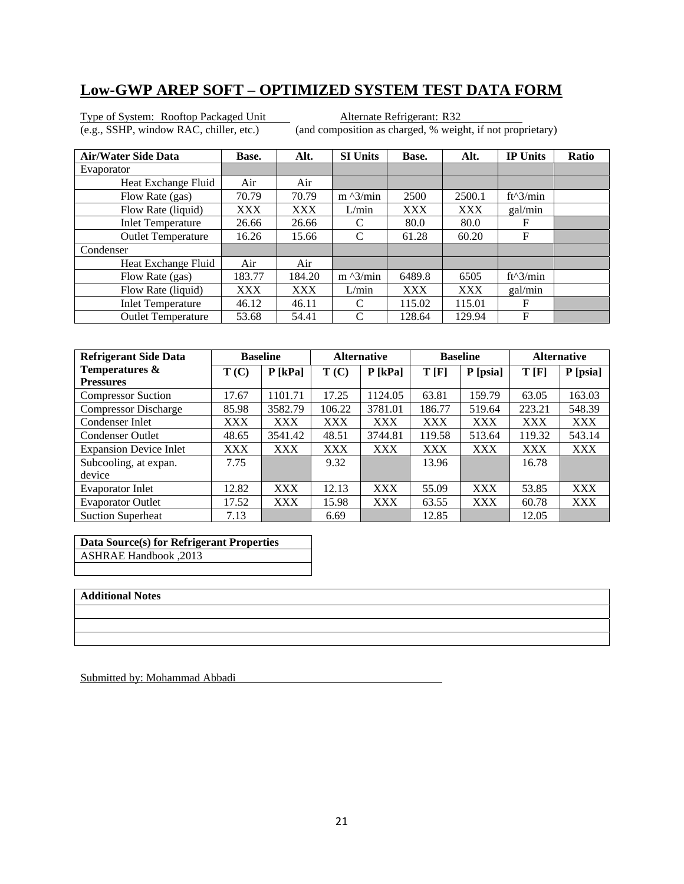# Low-GWP AREP SOFT – OPTIMIZED SYSTEM TEST DATA FORM

Type of System: Rooftop Packaged Unit  
(e.g., SSHP, window RAC, chiller, etc.)

Alternate Refrigerant: R32  
(and composition as charged, % weight, if not proprietary)

| Air/Water Side Data | Base. | Alt. | SI Units | Base. | Alt. | IP Units | Ratio |
|---|---|---|---|---|---|---|---|
| Evaporator | | | | | | | |
| Heat Exchange Fluid | Air | Air | | | | | |
| Flow Rate (gas) | 70.79 | 70.79 | m ^3/min | 2500 | 2500.1 | ft^3/min | |
| Flow Rate (liquid) | XXX | XXX | L/min | XXX | XXX | gal/min | |
| Inlet Temperature | 26.66 | 26.66 | C | 80.0 | 80.0 | F | |
| Outlet Temperature | 16.26 | 15.66 | C | 61.28 | 60.20 | F | |
| Condenser | | | | | | | |
| Heat Exchange Fluid | Air | Air | | | | | |
| Flow Rate (gas) | 183.77 | 184.20 | m ^3/min | 6489.8 | 6505 | ft^3/min | |
| Flow Rate (liquid) | XXX | XXX | L/min | XXX | XXX | gal/min | |
| Inlet Temperature | 46.12 | 46.11 | C | 115.02 | 115.01 | F | |
| Outlet Temperature | 53.68 | 54.41 | C | 128.64 | 129.94 | F | |

| Refrigerant Side Data | Baseline | | Alternative | | Baseline | | Alternative | |
|---|---|---|---|---|---|---|---|---|
| Temperatures & Pressures | T (C) | P [kPa] | T (C) | P [kPa] | T [F] | P [psia] | T [F] | P [psia] |
| Compressor Suction | 17.67 | 1101.71 | 17.25 | 1124.05 | 63.81 | 159.79 | 63.05 | 163.03 |
| Compressor Discharge | 85.98 | 3582.79 | 106.22 | 3781.01 | 186.77 | 519.64 | 223.21 | 548.39 |
| Condenser Inlet | XXX | XXX | XXX | XXX | XXX | XXX | XXX | XXX |
| Condenser Outlet | 48.65 | 3541.42 | 48.51 | 3744.81 | 119.58 | 513.64 | 119.32 | 543.14 |
| Expansion Device Inlet | XXX | XXX | XXX | XXX | XXX | XXX | XXX | XXX |
| Subcooling, at expan. device | 7.75 | | 9.32 | | 13.96 | | 16.78 | |
| Evaporator Inlet | 12.82 | XXX | 12.13 | XXX | 55.09 | XXX | 53.85 | XXX |
| Evaporator Outlet | 17.52 | XXX | 15.98 | XXX | 63.55 | XXX | 60.78 | XXX |
| Suction Superheat | 7.13 | | 6.69 | | 12.85 | | 12.05 | |

| Data Source(s) for Refrigerant Properties |
|---|
| ASHRAE Handbook ,2013 |
| |

| Additional Notes |
|---|
| |
| |
| |

Submitted by: Mohammad Abbadi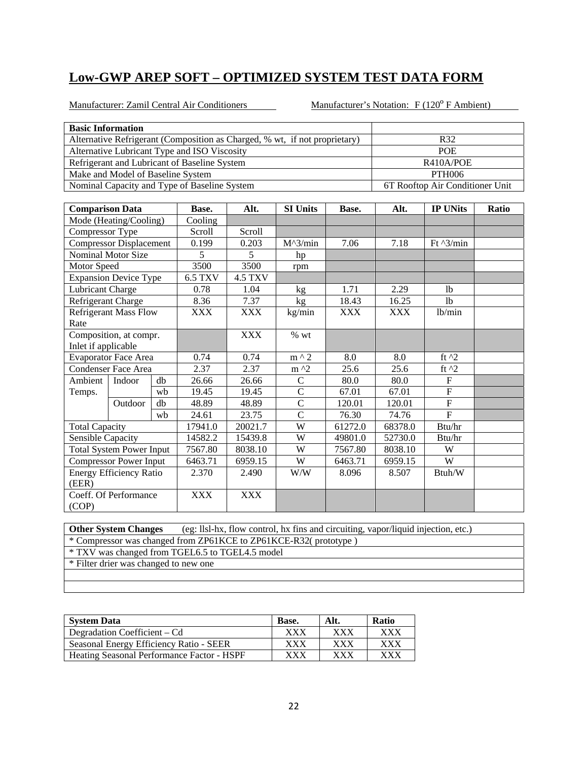# Low-GWP AREP SOFT – OPTIMIZED SYSTEM TEST DATA FORM

Manufacturer: Zamil Central Air Conditioners Manufacturer's Notation: F (120$^{o}$ F Ambient)

| Basic Information | |
|---|---|
| Alternative Refrigerant (Composition as Charged, % wt, if not proprietary) | R32 |
| Alternative Lubricant Type and ISO Viscosity | POE |
| Refrigerant and Lubricant of Baseline System | R410A/POE |
| Make and Model of Baseline System | PTH006 |
| Nominal Capacity and Type of Baseline System | 6T Rooftop Air Conditioner Unit |

| Comparison Data | | | Base. | Alt. | SI Units | Base. | Alt. | IP UNits | Ratio |
|---|---|---|---|---|---|---|---|---|---|
| Mode (Heating/Cooling) | | | Cooling | | | | | | |
| Compressor Type | | | Scroll | Scroll | | | | | |
| Compressor Displacement | | | 0.199 | 0.203 | M^3/min | 7.06 | 7.18 | Ft ^3/min | |
| Nominal Motor Size | | | 5 | 5 | hp | | | | |
| Motor Speed | | | 3500 | 3500 | rpm | | | | |
| Expansion Device Type | | | 6.5 TXV | 4.5 TXV | | | | | |
| Lubricant Charge | | | 0.78 | 1.04 | kg | 1.71 | 2.29 | lb | |
| Refrigerant Charge | | | 8.36 | 7.37 | kg | 18.43 | 16.25 | lb | |
| Refrigerant Mass Flow Rate | | | XXX | XXX | kg/min | XXX | XXX | lb/min | |
| Composition, at compr. Inlet if applicable | | | | XXX | % wt | | | | |
| Evaporator Face Area | | | 0.74 | 0.74 | m ^ 2 | 8.0 | 8.0 | ft ^2 | |
| Condenser Face Area | | | 2.37 | 2.37 | m ^2 | 25.6 | 25.6 | ft ^2 | |
| Ambient Temps. | Indoor | db | 26.66 | 26.66 | C | 80.0 | 80.0 | F | |
| | | wb | 19.45 | 19.45 | C | 67.01 | 67.01 | F | |
| | Outdoor | db | 48.89 | 48.89 | C | 120.01 | 120.01 | F | |
| | | wb | 24.61 | 23.75 | C | 76.30 | 74.76 | F | |
| Total Capacity | | | 17941.0 | 20021.7 | W | 61272.0 | 68378.0 | Btu/hr | |
| Sensible Capacity | | | 14582.2 | 15439.8 | W | 49801.0 | 52730.0 | Btu/hr | |
| Total System Power Input | | | 7567.80 | 8038.10 | W | 7567.80 | 8038.10 | W | |
| Compressor Power Input | | | 6463.71 | 6959.15 | W | 6463.71 | 6959.15 | W | |
| Energy Efficiency Ratio (EER) | | | 2.370 | 2.490 | W/W | 8.096 | 8.507 | Btuh/W | |
| Coeff. Of Performance (COP) | | | XXX | XXX | | | | | |

| **Other System Changes** (eg: llsl-hx, flow control, hx fins and circuiting, vapor/liquid injection, etc.) |
|---|
| * Compressor was changed from ZP61KCE to ZP61KCE-R32( prototype ) |
| * TXV was changed from TGEL6.5 to TGEL4.5 model |
| * Filter drier was changed to new one |
| |
| |

| System Data | Base. | Alt. | Ratio |
|---|---|---|---|
| Degradation Coefficient – Cd | XXX | XXX | XXX |
| Seasonal Energy Efficiency Ratio - SEER | XXX | XXX | XXX |
| Heating Seasonal Performance Factor - HSPF | XXX | XXX | XXX |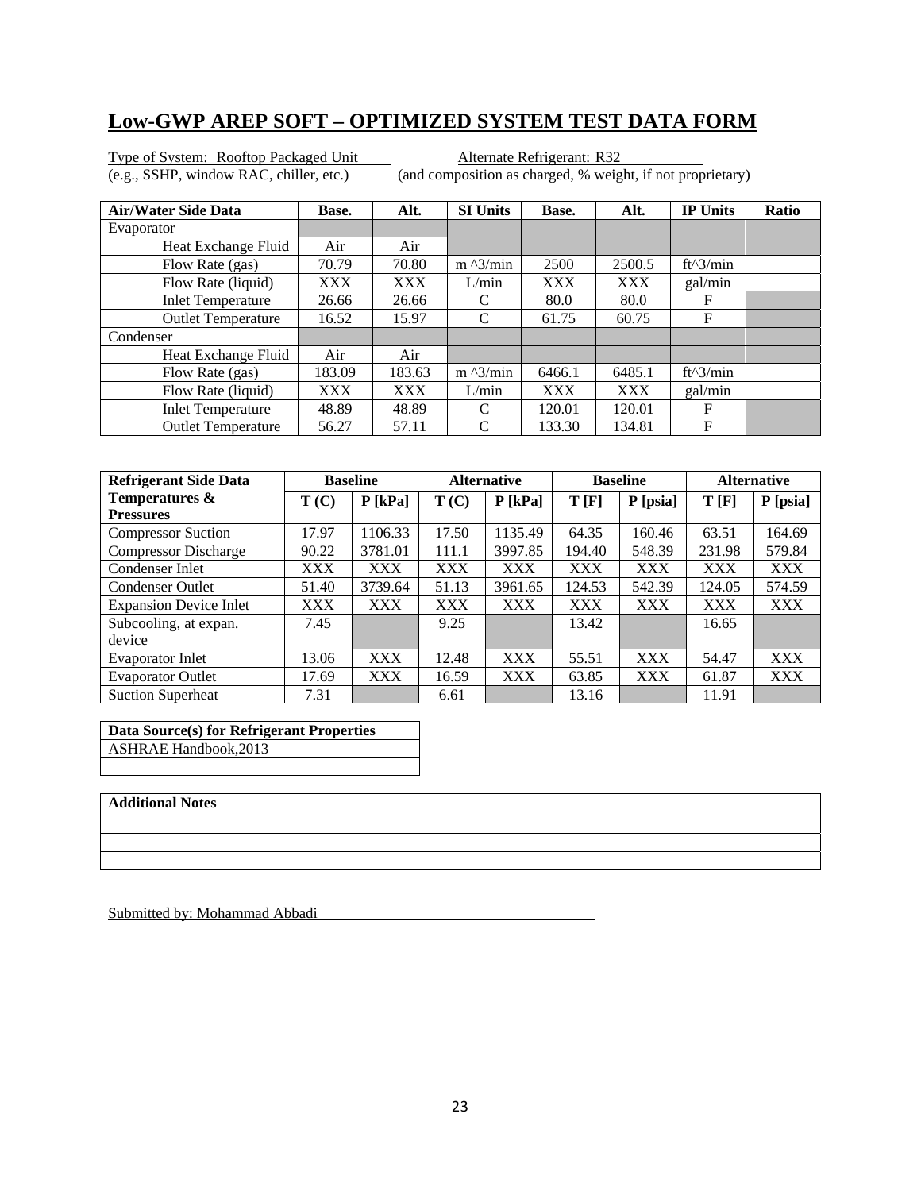## Low-GWP AREP SOFT – OPTIMIZED SYSTEM TEST DATA FORM

Type of System: Rooftop Packaged Unit  Alternate Refrigerant: R32
(e.g., SSHP, window RAC, chiller, etc.)  (and composition as charged, % weight, if not proprietary)

| Air/Water Side Data | Base. | Alt. | SI Units | Base. | Alt. | IP Units | Ratio |
|---|---|---|---|---|---|---|---|
| Evaporator | | | | | | | |
| Heat Exchange Fluid | Air | Air | | | | | |
| Flow Rate (gas) | 70.79 | 70.80 | m ^3/min | 2500 | 2500.5 | ft^3/min | |
| Flow Rate (liquid) | XXX | XXX | L/min | XXX | XXX | gal/min | |
| Inlet Temperature | 26.66 | 26.66 | C | 80.0 | 80.0 | F | |
| Outlet Temperature | 16.52 | 15.97 | C | 61.75 | 60.75 | F | |
| Condenser | | | | | | | |
| Heat Exchange Fluid | Air | Air | | | | | |
| Flow Rate (gas) | 183.09 | 183.63 | m ^3/min | 6466.1 | 6485.1 | ft^3/min | |
| Flow Rate (liquid) | XXX | XXX | L/min | XXX | XXX | gal/min | |
| Inlet Temperature | 48.89 | 48.89 | C | 120.01 | 120.01 | F | |
| Outlet Temperature | 56.27 | 57.11 | C | 133.30 | 134.81 | F | |

| Refrigerant Side Data | Baseline | | Alternative | | Baseline | | Alternative | |
|---|---|---|---|---|---|---|---|---|
| Temperatures & Pressures | T (C) | P [kPa] | T (C) | P [kPa] | T [F] | P [psia] | T [F] | P [psia] |
| Compressor Suction | 17.97 | 1106.33 | 17.50 | 1135.49 | 64.35 | 160.46 | 63.51 | 164.69 |
| Compressor Discharge | 90.22 | 3781.01 | 111.1 | 3997.85 | 194.40 | 548.39 | 231.98 | 579.84 |
| Condenser Inlet | XXX | XXX | XXX | XXX | XXX | XXX | XXX | XXX |
| Condenser Outlet | 51.40 | 3739.64 | 51.13 | 3961.65 | 124.53 | 542.39 | 124.05 | 574.59 |
| Expansion Device Inlet | XXX | XXX | XXX | XXX | XXX | XXX | XXX | XXX |
| Subcooling, at expan. device | 7.45 | | 9.25 | | 13.42 | | 16.65 | |
| Evaporator Inlet | 13.06 | XXX | 12.48 | XXX | 55.51 | XXX | 54.47 | XXX |
| Evaporator Outlet | 17.69 | XXX | 16.59 | XXX | 63.85 | XXX | 61.87 | XXX |
| Suction Superheat | 7.31 | | 6.61 | | 13.16 | | 11.91 | |

| Data Source(s) for Refrigerant Properties |
|---|
| ASHRAE Handbook,2013 |
| |

| Additional Notes |
|---|
| |
| |
| |

Submitted by: Mohammad Abbadi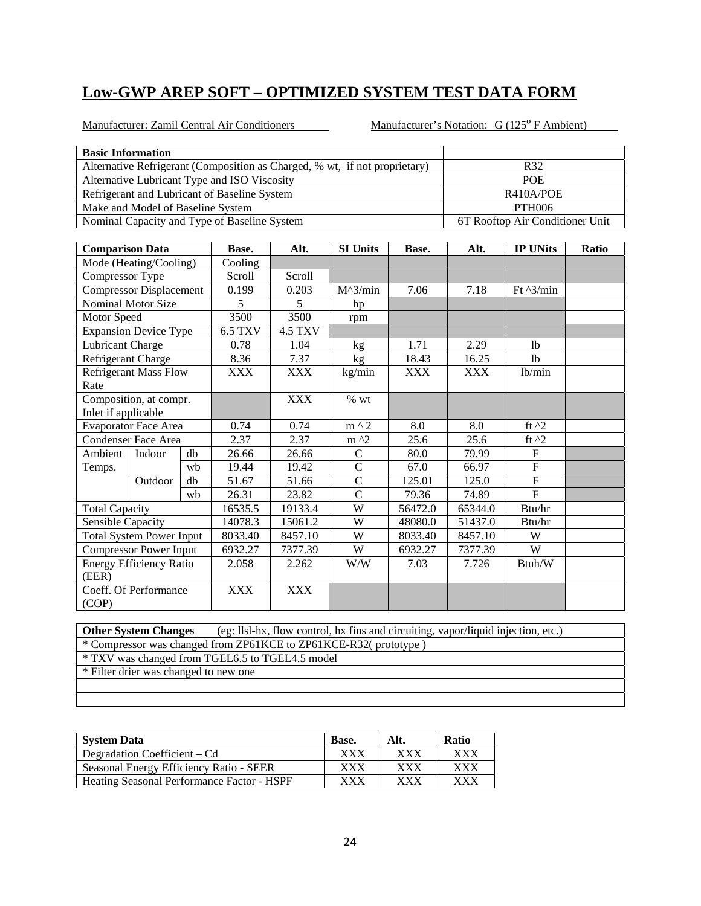## Low-GWP AREP SOFT – OPTIMIZED SYSTEM TEST DATA FORM

Manufacturer: Zamil Central Air Conditioners Manufacturer's Notation: G (125$^o$ F Ambient)

| Basic Information | |
|---|---|
| Alternative Refrigerant (Composition as Charged, % wt, if not proprietary) | R32 |
| Alternative Lubricant Type and ISO Viscosity | POE |
| Refrigerant and Lubricant of Baseline System | R410A/POE |
| Make and Model of Baseline System | PTH006 |
| Nominal Capacity and Type of Baseline System | 6T Rooftop Air Conditioner Unit |

| Comparison Data | | | Base. | Alt. | SI Units | Base. | Alt. | IP UNits | Ratio |
|---|---|---|---|---|---|---|---|---|---|
| Mode (Heating/Cooling) | | | Cooling | | | | | | |
| Compressor Type | | | Scroll | Scroll | | | | | |
| Compressor Displacement | | | 0.199 | 0.203 | M^3/min | 7.06 | 7.18 | Ft ^3/min | |
| Nominal Motor Size | | | 5 | 5 | hp | | | | |
| Motor Speed | | | 3500 | 3500 | rpm | | | | |
| Expansion Device Type | | | 6.5 TXV | 4.5 TXV | | | | | |
| Lubricant Charge | | | 0.78 | 1.04 | kg | 1.71 | 2.29 | lb | |
| Refrigerant Charge | | | 8.36 | 7.37 | kg | 18.43 | 16.25 | lb | |
| Refrigerant Mass Flow Rate | | | XXX | XXX | kg/min | XXX | XXX | lb/min | |
| Composition, at compr. Inlet if applicable | | | | XXX | % wt | | | | |
| Evaporator Face Area | | | 0.74 | 0.74 | m ^ 2 | 8.0 | 8.0 | ft ^2 | |
| Condenser Face Area | | | 2.37 | 2.37 | m ^2 | 25.6 | 25.6 | ft ^2 | |
| Ambient Temps. | Indoor | db | 26.66 | 26.66 | C | 80.0 | 79.99 | F | |
| | | wb | 19.44 | 19.42 | C | 67.0 | 66.97 | F | |
| | Outdoor | db | 51.67 | 51.66 | C | 125.01 | 125.0 | F | |
| | | wb | 26.31 | 23.82 | C | 79.36 | 74.89 | F | |
| Total Capacity | | | 16535.5 | 19133.4 | W | 56472.0 | 65344.0 | Btu/hr | |
| Sensible Capacity | | | 14078.3 | 15061.2 | W | 48080.0 | 51437.0 | Btu/hr | |
| Total System Power Input | | | 8033.40 | 8457.10 | W | 8033.40 | 8457.10 | W | |
| Compressor Power Input | | | 6932.27 | 7377.39 | W | 6932.27 | 7377.39 | W | |
| Energy Efficiency Ratio (EER) | | | 2.058 | 2.262 | W/W | 7.03 | 7.726 | Btuh/W | |
| Coeff. Of Performance (COP) | | | XXX | XXX | | | | | |

| **Other System Changes** (eg: llsl-hx, flow control, hx fins and circuiting, vapor/liquid injection, etc.) |
|---|
| * Compressor was changed from ZP61KCE to ZP61KCE-R32( prototype ) |
| * TXV was changed from TGEL6.5 to TGEL4.5 model |
| * Filter drier was changed to new one |
| |
| |

| System Data | Base. | Alt. | Ratio |
|---|---|---|---|
| Degradation Coefficient – Cd | XXX | XXX | XXX |
| Seasonal Energy Efficiency Ratio - SEER | XXX | XXX | XXX |
| Heating Seasonal Performance Factor - HSPF | XXX | XXX | XXX |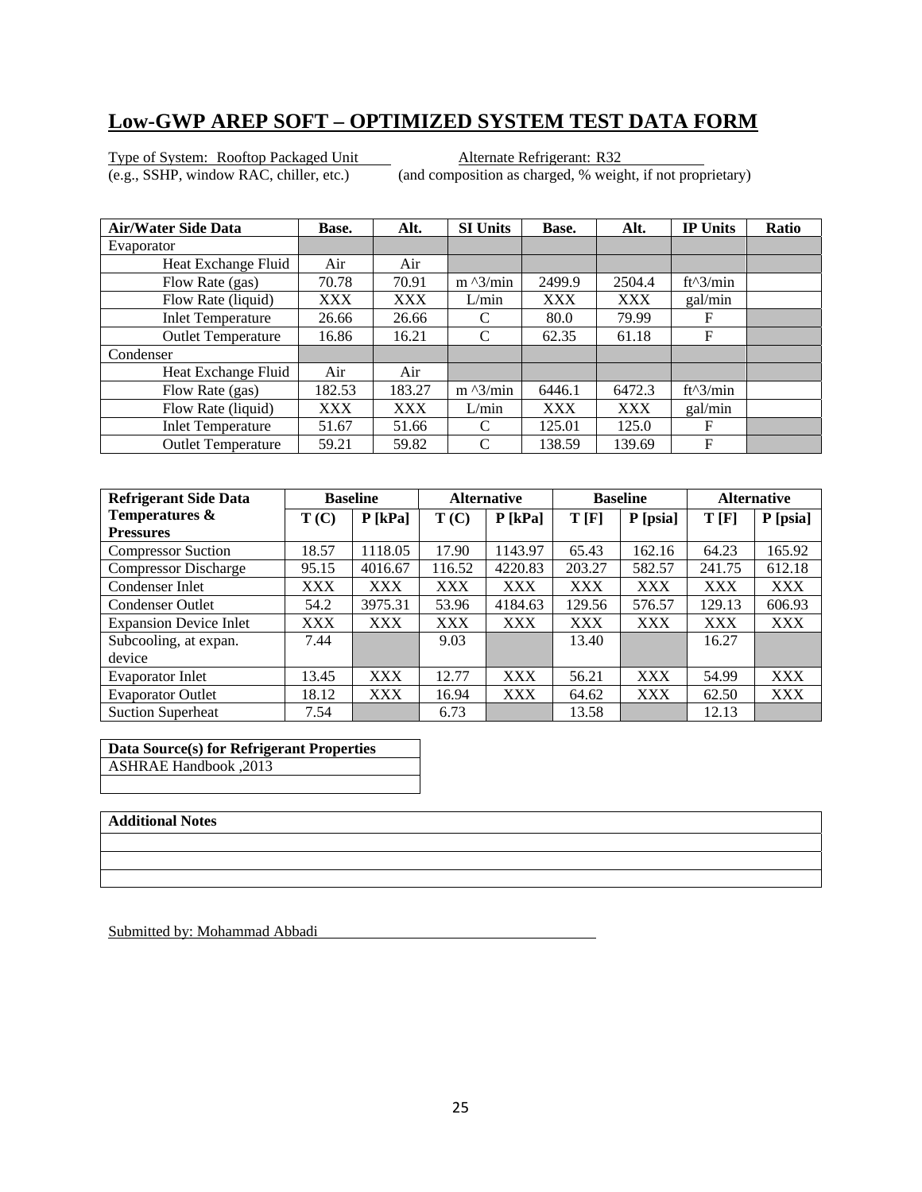## Low-GWP AREP SOFT – OPTIMIZED SYSTEM TEST DATA FORM

Type of System: Rooftop Packaged Unit  
(e.g., SSHP, window RAC, chiller, etc.)

Alternate Refrigerant: R32  
(and composition as charged, % weight, if not proprietary)

| Air/Water Side Data | Base. | Alt. | SI Units | Base. | Alt. | IP Units | Ratio |
|---|---|---|---|---|---|---|---|
| Evaporator | | | | | | | |
| Heat Exchange Fluid | Air | Air | | | | | |
| Flow Rate (gas) | 70.78 | 70.91 | m ^3/min | 2499.9 | 2504.4 | ft^3/min | |
| Flow Rate (liquid) | XXX | XXX | L/min | XXX | XXX | gal/min | |
| Inlet Temperature | 26.66 | 26.66 | C | 80.0 | 79.99 | F | |
| Outlet Temperature | 16.86 | 16.21 | C | 62.35 | 61.18 | F | |
| Condenser | | | | | | | |
| Heat Exchange Fluid | Air | Air | | | | | |
| Flow Rate (gas) | 182.53 | 183.27 | m ^3/min | 6446.1 | 6472.3 | ft^3/min | |
| Flow Rate (liquid) | XXX | XXX | L/min | XXX | XXX | gal/min | |
| Inlet Temperature | 51.67 | 51.66 | C | 125.01 | 125.0 | F | |
| Outlet Temperature | 59.21 | 59.82 | C | 138.59 | 139.69 | F | |

| Refrigerant Side Data | Baseline | | Alternative | | Baseline | | Alternative | |
|---|---|---|---|---|---|---|---|---|
| Temperatures & Pressures | T (C) | P [kPa] | T (C) | P [kPa] | T [F] | P [psia] | T [F] | P [psia] |
| Compressor Suction | 18.57 | 1118.05 | 17.90 | 1143.97 | 65.43 | 162.16 | 64.23 | 165.92 |
| Compressor Discharge | 95.15 | 4016.67 | 116.52 | 4220.83 | 203.27 | 582.57 | 241.75 | 612.18 |
| Condenser Inlet | XXX | XXX | XXX | XXX | XXX | XXX | XXX | XXX |
| Condenser Outlet | 54.2 | 3975.31 | 53.96 | 4184.63 | 129.56 | 576.57 | 129.13 | 606.93 |
| Expansion Device Inlet | XXX | XXX | XXX | XXX | XXX | XXX | XXX | XXX |
| Subcooling, at expan. device | 7.44 | | 9.03 | | 13.40 | | 16.27 | |
| Evaporator Inlet | 13.45 | XXX | 12.77 | XXX | 56.21 | XXX | 54.99 | XXX |
| Evaporator Outlet | 18.12 | XXX | 16.94 | XXX | 64.62 | XXX | 62.50 | XXX |
| Suction Superheat | 7.54 | | 6.73 | | 13.58 | | 12.13 | |

| Data Source(s) for Refrigerant Properties |
|---|
| ASHRAE Handbook ,2013 |
| |

| Additional Notes |
|---|
| |
| |
| |

Submitted by: Mohammad Abbadi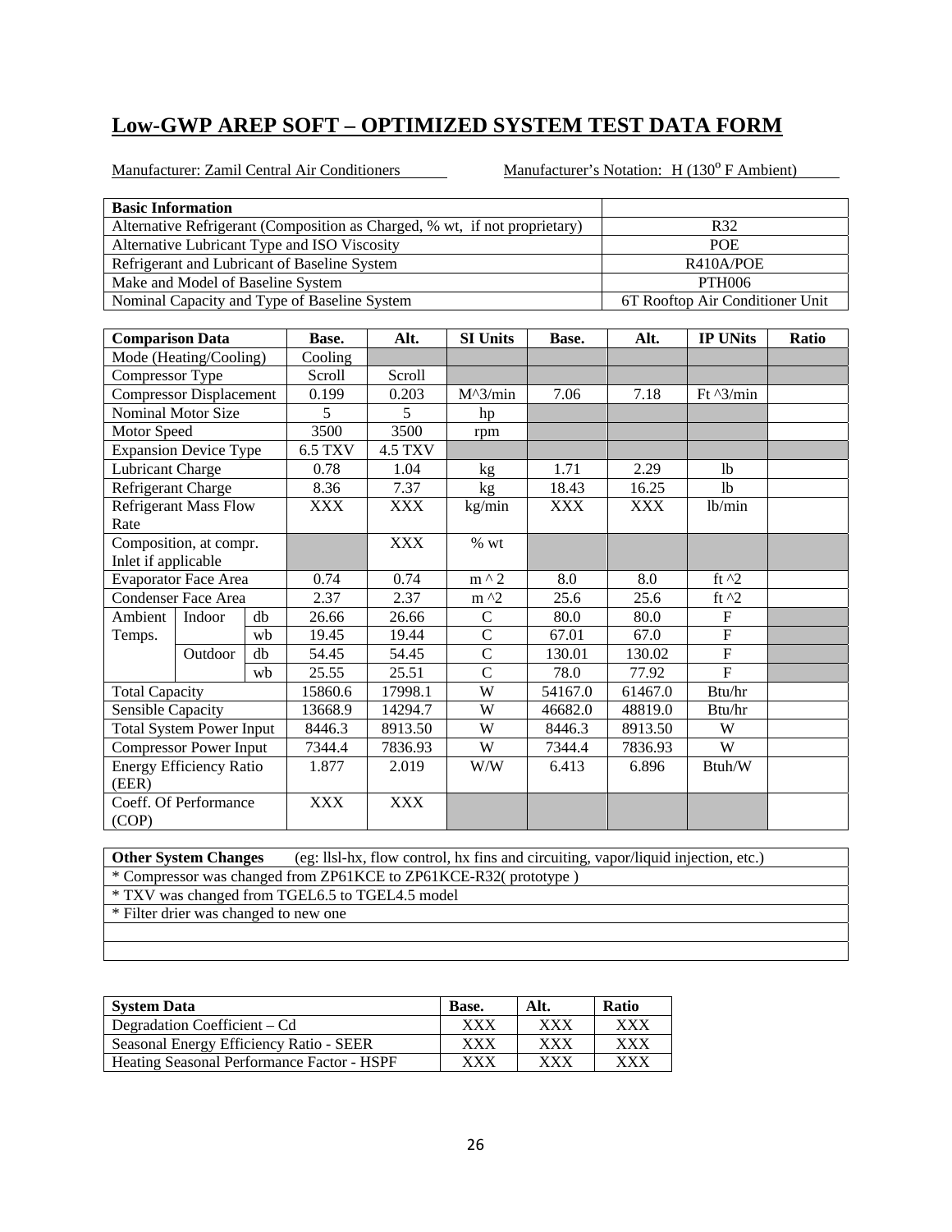## Low-GWP AREP SOFT – OPTIMIZED SYSTEM TEST DATA FORM

Manufacturer: Zamil Central Air Conditioners          Manufacturer's Notation: H (130$^{o}$ F Ambient)

| Basic Information | |
|---|---|
| Alternative Refrigerant (Composition as Charged, % wt, if not proprietary) | R32 |
| Alternative Lubricant Type and ISO Viscosity | POE |
| Refrigerant and Lubricant of Baseline System | R410A/POE |
| Make and Model of Baseline System | PTH006 |
| Nominal Capacity and Type of Baseline System | 6T Rooftop Air Conditioner Unit |

| Comparison Data | | | Base. | Alt. | SI Units | Base. | Alt. | IP UNits | Ratio |
|---|---|---|---|---|---|---|---|---|---|
| Mode (Heating/Cooling) | | | Cooling | | | | | | |
| Compressor Type | | | Scroll | Scroll | | | | | |
| Compressor Displacement | | | 0.199 | 0.203 | M^3/min | 7.06 | 7.18 | Ft ^3/min | |
| Nominal Motor Size | | | 5 | 5 | hp | | | | |
| Motor Speed | | | 3500 | 3500 | rpm | | | | |
| Expansion Device Type | | | 6.5 TXV | 4.5 TXV | | | | | |
| Lubricant Charge | | | 0.78 | 1.04 | kg | 1.71 | 2.29 | lb | |
| Refrigerant Charge | | | 8.36 | 7.37 | kg | 18.43 | 16.25 | lb | |
| Refrigerant Mass Flow Rate | | | XXX | XXX | kg/min | XXX | XXX | lb/min | |
| Composition, at compr. Inlet if applicable | | | | XXX | % wt | | | | |
| Evaporator Face Area | | | 0.74 | 0.74 | m ^ 2 | 8.0 | 8.0 | ft ^2 | |
| Condenser Face Area | | | 2.37 | 2.37 | m ^2 | 25.6 | 25.6 | ft ^2 | |
| Ambient Temps. | Indoor | db | 26.66 | 26.66 | C | 80.0 | 80.0 | F | |
| | | wb | 19.45 | 19.44 | C | 67.01 | 67.0 | F | |
| | Outdoor | db | 54.45 | 54.45 | C | 130.01 | 130.02 | F | |
| | | wb | 25.55 | 25.51 | C | 78.0 | 77.92 | F | |
| Total Capacity | | | 15860.6 | 17998.1 | W | 54167.0 | 61467.0 | Btu/hr | |
| Sensible Capacity | | | 13668.9 | 14294.7 | W | 46682.0 | 48819.0 | Btu/hr | |
| Total System Power Input | | | 8446.3 | 8913.50 | W | 8446.3 | 8913.50 | W | |
| Compressor Power Input | | | 7344.4 | 7836.93 | W | 7344.4 | 7836.93 | W | |
| Energy Efficiency Ratio (EER) | | | 1.877 | 2.019 | W/W | 6.413 | 6.896 | Btuh/W | |
| Coeff. Of Performance (COP) | | | XXX | XXX | | | | | |

| **Other System Changes** (eg: llsl-hx, flow control, hx fins and circuiting, vapor/liquid injection, etc.) |
|---|
| * Compressor was changed from ZP61KCE to ZP61KCE-R32( prototype ) |
| * TXV was changed from TGEL6.5 to TGEL4.5 model |
| * Filter drier was changed to new one |
| |
| |

| System Data | Base. | Alt. | Ratio |
|---|---|---|---|
| Degradation Coefficient – Cd | XXX | XXX | XXX |
| Seasonal Energy Efficiency Ratio - SEER | XXX | XXX | XXX |
| Heating Seasonal Performance Factor - HSPF | XXX | XXX | XXX |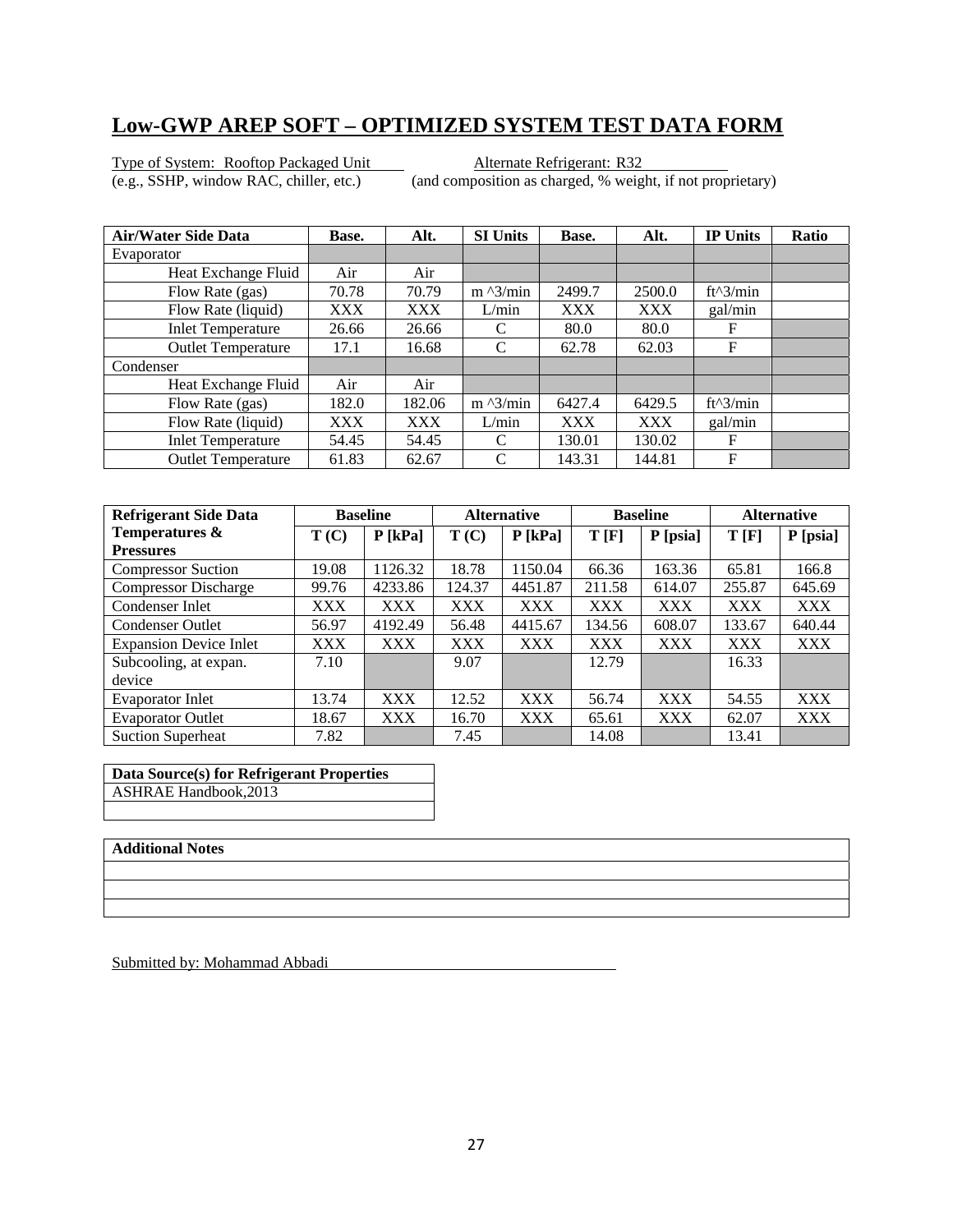## Low-GWP AREP SOFT – OPTIMIZED SYSTEM TEST DATA FORM

Type of System: Rooftop Packaged Unit (e.g., SSHP, window RAC, chiller, etc.)

Alternate Refrigerant: R32 (and composition as charged, % weight, if not proprietary)

| Air/Water Side Data | Base. | Alt. | SI Units | Base. | Alt. | IP Units | Ratio |
|---|---|---|---|---|---|---|---|
| Evaporator | | | | | | | |
| Heat Exchange Fluid | Air | Air | | | | | |
| Flow Rate (gas) | 70.78 | 70.79 | m ^3/min | 2499.7 | 2500.0 | ft^3/min | |
| Flow Rate (liquid) | XXX | XXX | L/min | XXX | XXX | gal/min | |
| Inlet Temperature | 26.66 | 26.66 | C | 80.0 | 80.0 | F | |
| Outlet Temperature | 17.1 | 16.68 | C | 62.78 | 62.03 | F | |
| Condenser | | | | | | | |
| Heat Exchange Fluid | Air | Air | | | | | |
| Flow Rate (gas) | 182.0 | 182.06 | m ^3/min | 6427.4 | 6429.5 | ft^3/min | |
| Flow Rate (liquid) | XXX | XXX | L/min | XXX | XXX | gal/min | |
| Inlet Temperature | 54.45 | 54.45 | C | 130.01 | 130.02 | F | |
| Outlet Temperature | 61.83 | 62.67 | C | 143.31 | 144.81 | F | |

| Refrigerant Side Data | Baseline | | Alternative | | Baseline | | Alternative | |
|---|---|---|---|---|---|---|---|---|
| Temperatures & Pressures | T (C) | P [kPa] | T (C) | P [kPa] | T [F] | P [psia] | T [F] | P [psia] |
| Compressor Suction | 19.08 | 1126.32 | 18.78 | 1150.04 | 66.36 | 163.36 | 65.81 | 166.8 |
| Compressor Discharge | 99.76 | 4233.86 | 124.37 | 4451.87 | 211.58 | 614.07 | 255.87 | 645.69 |
| Condenser Inlet | XXX | XXX | XXX | XXX | XXX | XXX | XXX | XXX |
| Condenser Outlet | 56.97 | 4192.49 | 56.48 | 4415.67 | 134.56 | 608.07 | 133.67 | 640.44 |
| Expansion Device Inlet | XXX | XXX | XXX | XXX | XXX | XXX | XXX | XXX |
| Subcooling, at expan. device | 7.10 | | 9.07 | | 12.79 | | 16.33 | |
| Evaporator Inlet | 13.74 | XXX | 12.52 | XXX | 56.74 | XXX | 54.55 | XXX |
| Evaporator Outlet | 18.67 | XXX | 16.70 | XXX | 65.61 | XXX | 62.07 | XXX |
| Suction Superheat | 7.82 | | 7.45 | | 14.08 | | 13.41 | |

| Data Source(s) for Refrigerant Properties |
|---|
| ASHRAE Handbook,2013 |
| |

| Additional Notes |
|---|
| |
| |
| |

Submitted by: Mohammad Abbadi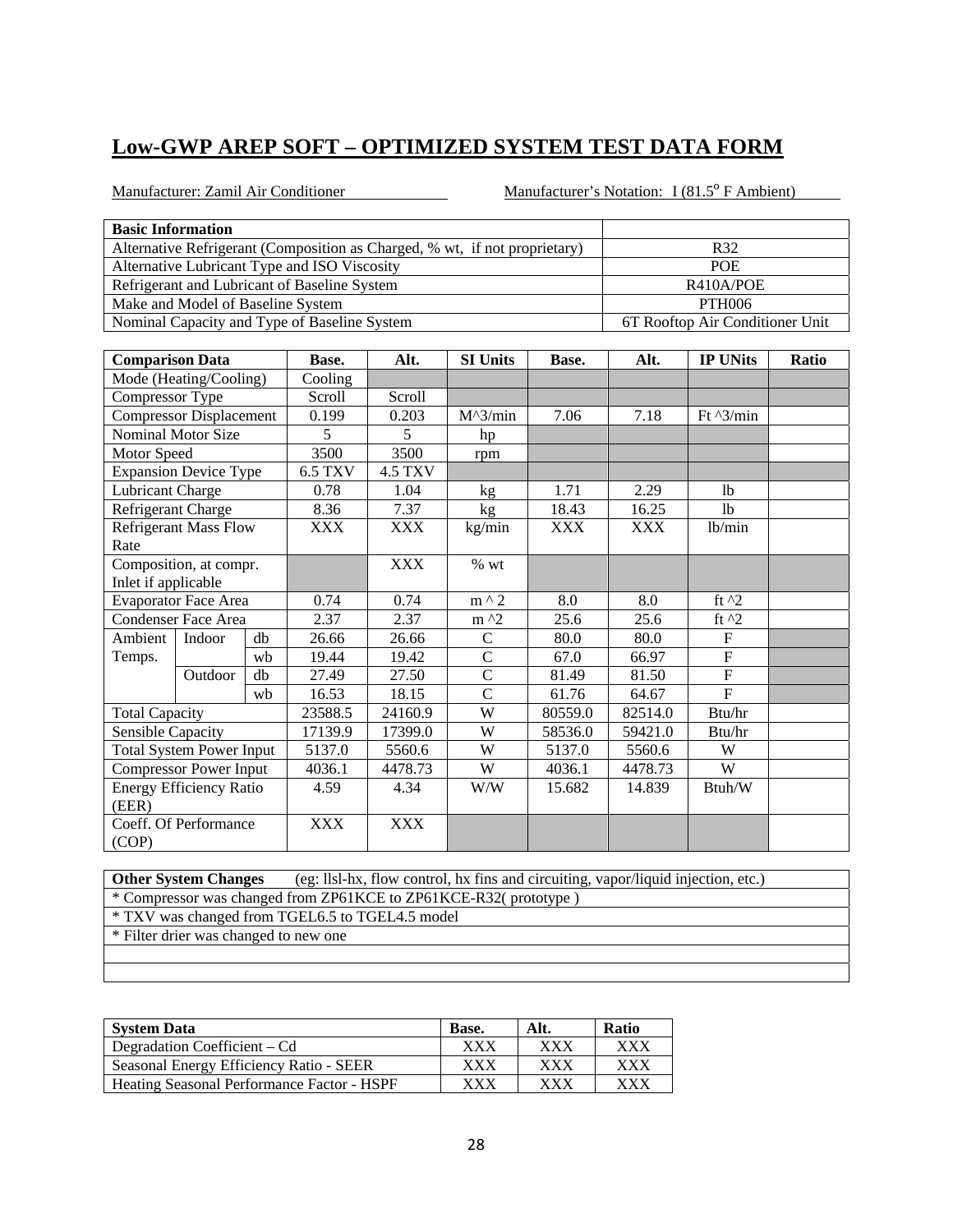## Low-GWP AREP SOFT – OPTIMIZED SYSTEM TEST DATA FORM

Manufacturer: Zamil Air Conditioner Manufacturer's Notation: I (81.5$^o$ F Ambient)

| Basic Information | |
|---|---|
| Alternative Refrigerant (Composition as Charged, % wt, if not proprietary) | R32 |
| Alternative Lubricant Type and ISO Viscosity | POE |
| Refrigerant and Lubricant of Baseline System | R410A/POE |
| Make and Model of Baseline System | PTH006 |
| Nominal Capacity and Type of Baseline System | 6T Rooftop Air Conditioner Unit |

| Comparison Data | | | Base. | Alt. | SI Units | Base. | Alt. | IP UNits | Ratio |
|---|---|---|---|---|---|---|---|---|---|
| Mode (Heating/Cooling) | | | Cooling | | | | | | |
| Compressor Type | | | Scroll | Scroll | | | | | |
| Compressor Displacement | | | 0.199 | 0.203 | M^3/min | 7.06 | 7.18 | Ft ^3/min | |
| Nominal Motor Size | | | 5 | 5 | hp | | | | |
| Motor Speed | | | 3500 | 3500 | rpm | | | | |
| Expansion Device Type | | | 6.5 TXV | 4.5 TXV | | | | | |
| Lubricant Charge | | | 0.78 | 1.04 | kg | 1.71 | 2.29 | lb | |
| Refrigerant Charge | | | 8.36 | 7.37 | kg | 18.43 | 16.25 | lb | |
| Refrigerant Mass Flow Rate | | | XXX | XXX | kg/min | XXX | XXX | lb/min | |
| Composition, at compr. Inlet if applicable | | | | XXX | % wt | | | | |
| Evaporator Face Area | | | 0.74 | 0.74 | m ^ 2 | 8.0 | 8.0 | ft ^2 | |
| Condenser Face Area | | | 2.37 | 2.37 | m ^2 | 25.6 | 25.6 | ft ^2 | |
| Ambient Temps. | Indoor | db | 26.66 | 26.66 | C | 80.0 | 80.0 | F | |
| | | wb | 19.44 | 19.42 | C | 67.0 | 66.97 | F | |
| | Outdoor | db | 27.49 | 27.50 | C | 81.49 | 81.50 | F | |
| | | wb | 16.53 | 18.15 | C | 61.76 | 64.67 | F | |
| Total Capacity | | | 23588.5 | 24160.9 | W | 80559.0 | 82514.0 | Btu/hr | |
| Sensible Capacity | | | 17139.9 | 17399.0 | W | 58536.0 | 59421.0 | Btu/hr | |
| Total System Power Input | | | 5137.0 | 5560.6 | W | 5137.0 | 5560.6 | W | |
| Compressor Power Input | | | 4036.1 | 4478.73 | W | 4036.1 | 4478.73 | W | |
| Energy Efficiency Ratio (EER) | | | 4.59 | 4.34 | W/W | 15.682 | 14.839 | Btuh/W | |
| Coeff. Of Performance (COP) | | | XXX | XXX | | | | | |

| **Other System Changes** (eg: llsl-hx, flow control, hx fins and circuiting, vapor/liquid injection, etc.) |
|---|
| * Compressor was changed from ZP61KCE to ZP61KCE-R32( prototype ) |
| * TXV was changed from TGEL6.5 to TGEL4.5 model |
| * Filter drier was changed to new one |
| |
| |

| System Data | Base. | Alt. | Ratio |
|---|---|---|---|
| Degradation Coefficient – Cd | XXX | XXX | XXX |
| Seasonal Energy Efficiency Ratio - SEER | XXX | XXX | XXX |
| Heating Seasonal Performance Factor - HSPF | XXX | XXX | XXX |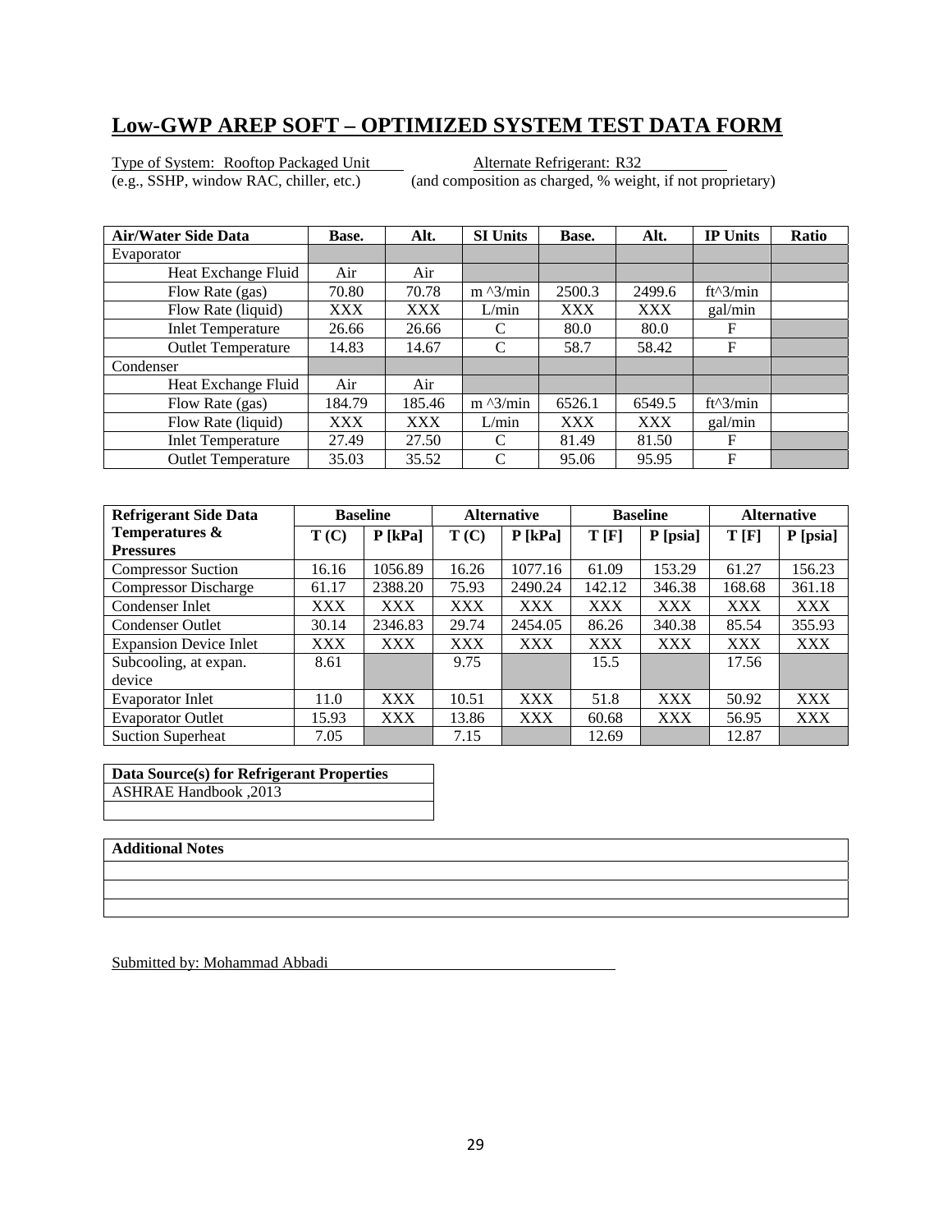# Low-GWP AREP SOFT – OPTIMIZED SYSTEM TEST DATA FORM

Type of System: Rooftop Packaged Unit
(e.g., SSHP, window RAC, chiller, etc.)

Alternate Refrigerant: R32
(and composition as charged, % weight, if not proprietary)

| Air/Water Side Data | Base. | Alt. | SI Units | Base. | Alt. | IP Units | Ratio |
|---|---|---|---|---|---|---|---|
| Evaporator | | | | | | | |
| Heat Exchange Fluid | Air | Air | | | | | |
| Flow Rate (gas) | 70.80 | 70.78 | m ^3/min | 2500.3 | 2499.6 | ft^3/min | |
| Flow Rate (liquid) | XXX | XXX | L/min | XXX | XXX | gal/min | |
| Inlet Temperature | 26.66 | 26.66 | C | 80.0 | 80.0 | F | |
| Outlet Temperature | 14.83 | 14.67 | C | 58.7 | 58.42 | F | |
| Condenser | | | | | | | |
| Heat Exchange Fluid | Air | Air | | | | | |
| Flow Rate (gas) | 184.79 | 185.46 | m ^3/min | 6526.1 | 6549.5 | ft^3/min | |
| Flow Rate (liquid) | XXX | XXX | L/min | XXX | XXX | gal/min | |
| Inlet Temperature | 27.49 | 27.50 | C | 81.49 | 81.50 | F | |
| Outlet Temperature | 35.03 | 35.52 | C | 95.06 | 95.95 | F | |

| Refrigerant Side Data | Baseline | | Alternative | | Baseline | | Alternative | |
|---|---|---|---|---|---|---|---|---|
| Temperatures & Pressures | T (C) | P [kPa] | T (C) | P [kPa] | T [F] | P [psia] | T [F] | P [psia] |
| Compressor Suction | 16.16 | 1056.89 | 16.26 | 1077.16 | 61.09 | 153.29 | 61.27 | 156.23 |
| Compressor Discharge | 61.17 | 2388.20 | 75.93 | 2490.24 | 142.12 | 346.38 | 168.68 | 361.18 |
| Condenser Inlet | XXX | XXX | XXX | XXX | XXX | XXX | XXX | XXX |
| Condenser Outlet | 30.14 | 2346.83 | 29.74 | 2454.05 | 86.26 | 340.38 | 85.54 | 355.93 |
| Expansion Device Inlet | XXX | XXX | XXX | XXX | XXX | XXX | XXX | XXX |
| Subcooling, at expan. device | 8.61 | | 9.75 | | 15.5 | | 17.56 | |
| Evaporator Inlet | 11.0 | XXX | 10.51 | XXX | 51.8 | XXX | 50.92 | XXX |
| Evaporator Outlet | 15.93 | XXX | 13.86 | XXX | 60.68 | XXX | 56.95 | XXX |
| Suction Superheat | 7.05 | | 7.15 | | 12.69 | | 12.87 | |

| Data Source(s) for Refrigerant Properties |
|---|
| ASHRAE Handbook ,2013 |
| |

| Additional Notes |
|---|
| |
| |
| |

Submitted by: Mohammad Abbadi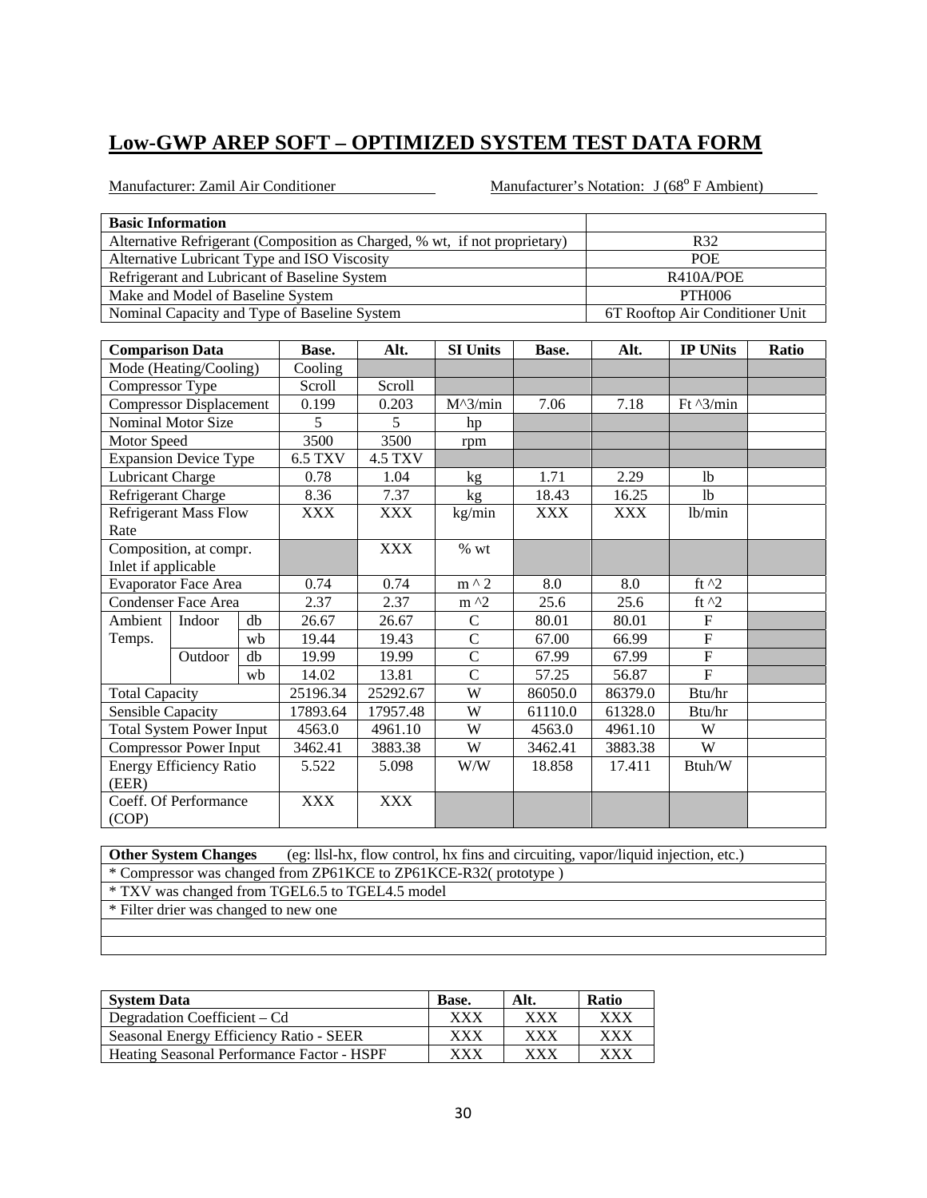## Low-GWP AREP SOFT – OPTIMIZED SYSTEM TEST DATA FORM

Manufacturer: Zamil Air Conditioner    Manufacturer's Notation: J (68$^o$ F Ambient)

| Basic Information | |
|---|---|
| Alternative Refrigerant (Composition as Charged, % wt, if not proprietary) | R32 |
| Alternative Lubricant Type and ISO Viscosity | POE |
| Refrigerant and Lubricant of Baseline System | R410A/POE |
| Make and Model of Baseline System | PTH006 |
| Nominal Capacity and Type of Baseline System | 6T Rooftop Air Conditioner Unit |

| Comparison Data | | | Base. | Alt. | SI Units | Base. | Alt. | IP UNits | Ratio |
|---|---|---|---|---|---|---|---|---|---|
| Mode (Heating/Cooling) | | | Cooling | | | | | | |
| Compressor Type | | | Scroll | Scroll | | | | | |
| Compressor Displacement | | | 0.199 | 0.203 | M^3/min | 7.06 | 7.18 | Ft ^3/min | |
| Nominal Motor Size | | | 5 | 5 | hp | | | | |
| Motor Speed | | | 3500 | 3500 | rpm | | | | |
| Expansion Device Type | | | 6.5 TXV | 4.5 TXV | | | | | |
| Lubricant Charge | | | 0.78 | 1.04 | kg | 1.71 | 2.29 | lb | |
| Refrigerant Charge | | | 8.36 | 7.37 | kg | 18.43 | 16.25 | lb | |
| Refrigerant Mass Flow Rate | | | XXX | XXX | kg/min | XXX | XXX | lb/min | |
| Composition, at compr. Inlet if applicable | | | | XXX | % wt | | | | |
| Evaporator Face Area | | | 0.74 | 0.74 | m ^ 2 | 8.0 | 8.0 | ft ^2 | |
| Condenser Face Area | | | 2.37 | 2.37 | m ^2 | 25.6 | 25.6 | ft ^2 | |
| Ambient Temps. | Indoor | db | 26.67 | 26.67 | C | 80.01 | 80.01 | F | |
| | | wb | 19.44 | 19.43 | C | 67.00 | 66.99 | F | |
| | Outdoor | db | 19.99 | 19.99 | C | 67.99 | 67.99 | F | |
| | | wb | 14.02 | 13.81 | C | 57.25 | 56.87 | F | |
| Total Capacity | | | 25196.34 | 25292.67 | W | 86050.0 | 86379.0 | Btu/hr | |
| Sensible Capacity | | | 17893.64 | 17957.48 | W | 61110.0 | 61328.0 | Btu/hr | |
| Total System Power Input | | | 4563.0 | 4961.10 | W | 4563.0 | 4961.10 | W | |
| Compressor Power Input | | | 3462.41 | 3883.38 | W | 3462.41 | 3883.38 | W | |
| Energy Efficiency Ratio (EER) | | | 5.522 | 5.098 | W/W | 18.858 | 17.411 | Btuh/W | |
| Coeff. Of Performance (COP) | | | XXX | XXX | | | | | |

| **Other System Changes** (eg: llsl-hx, flow control, hx fins and circuiting, vapor/liquid injection, etc.) |
|---|
| * Compressor was changed from ZP61KCE to ZP61KCE-R32( prototype ) |
| * TXV was changed from TGEL6.5 to TGEL4.5 model |
| * Filter drier was changed to new one |
| |
| |

| System Data | Base. | Alt. | Ratio |
|---|---|---|---|
| Degradation Coefficient – Cd | XXX | XXX | XXX |
| Seasonal Energy Efficiency Ratio - SEER | XXX | XXX | XXX |
| Heating Seasonal Performance Factor - HSPF | XXX | XXX | XXX |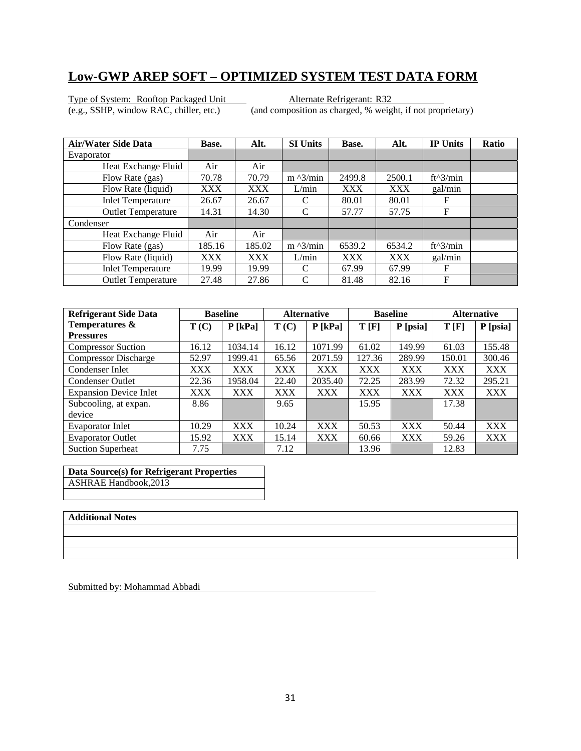# Low-GWP AREP SOFT – OPTIMIZED SYSTEM TEST DATA FORM

Type of System: Rooftop Packaged Unit
(e.g., SSHP, window RAC, chiller, etc.)

Alternate Refrigerant: R32
(and composition as charged, % weight, if not proprietary)

| Air/Water Side Data | Base. | Alt. | SI Units | Base. | Alt. | IP Units | Ratio |
|---|---|---|---|---|---|---|---|
| Evaporator | | | | | | | |
| Heat Exchange Fluid | Air | Air | | | | | |
| Flow Rate (gas) | 70.78 | 70.79 | m ^3/min | 2499.8 | 2500.1 | ft^3/min | |
| Flow Rate (liquid) | XXX | XXX | L/min | XXX | XXX | gal/min | |
| Inlet Temperature | 26.67 | 26.67 | C | 80.01 | 80.01 | F | |
| Outlet Temperature | 14.31 | 14.30 | C | 57.77 | 57.75 | F | |
| Condenser | | | | | | | |
| Heat Exchange Fluid | Air | Air | | | | | |
| Flow Rate (gas) | 185.16 | 185.02 | m ^3/min | 6539.2 | 6534.2 | ft^3/min | |
| Flow Rate (liquid) | XXX | XXX | L/min | XXX | XXX | gal/min | |
| Inlet Temperature | 19.99 | 19.99 | C | 67.99 | 67.99 | F | |
| Outlet Temperature | 27.48 | 27.86 | C | 81.48 | 82.16 | F | |

| Refrigerant Side Data | Baseline | | Alternative | | Baseline | | Alternative | |
|---|---|---|---|---|---|---|---|---|
| Temperatures & Pressures | T (C) | P [kPa] | T (C) | P [kPa] | T [F] | P [psia] | T [F] | P [psia] |
| Compressor Suction | 16.12 | 1034.14 | 16.12 | 1071.99 | 61.02 | 149.99 | 61.03 | 155.48 |
| Compressor Discharge | 52.97 | 1999.41 | 65.56 | 2071.59 | 127.36 | 289.99 | 150.01 | 300.46 |
| Condenser Inlet | XXX | XXX | XXX | XXX | XXX | XXX | XXX | XXX |
| Condenser Outlet | 22.36 | 1958.04 | 22.40 | 2035.40 | 72.25 | 283.99 | 72.32 | 295.21 |
| Expansion Device Inlet | XXX | XXX | XXX | XXX | XXX | XXX | XXX | XXX |
| Subcooling, at expan. device | 8.86 | | 9.65 | | 15.95 | | 17.38 | |
| Evaporator Inlet | 10.29 | XXX | 10.24 | XXX | 50.53 | XXX | 50.44 | XXX |
| Evaporator Outlet | 15.92 | XXX | 15.14 | XXX | 60.66 | XXX | 59.26 | XXX |
| Suction Superheat | 7.75 | | 7.12 | | 13.96 | | 12.83 | |

| Data Source(s) for Refrigerant Properties |
|---|
| ASHRAE Handbook,2013 |
| |

| Additional Notes |
|---|
| |
| |
| |

Submitted by: Mohammad Abbadi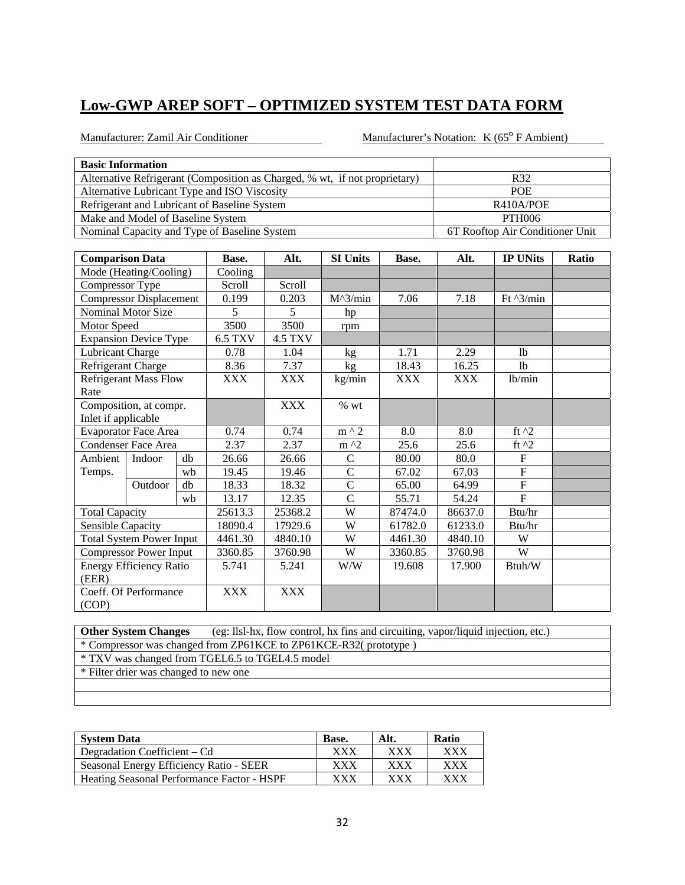## Low-GWP AREP SOFT – OPTIMIZED SYSTEM TEST DATA FORM

Manufacturer: Zamil Air Conditioner

Manufacturer's Notation: K (65° F Ambient)

| Basic Information | |
|---|---|
| Alternative Refrigerant (Composition as Charged, % wt, if not proprietary) | R32 |
| Alternative Lubricant Type and ISO Viscosity | POE |
| Refrigerant and Lubricant of Baseline System | R410A/POE |
| Make and Model of Baseline System | PTH006 |
| Nominal Capacity and Type of Baseline System | 6T Rooftop Air Conditioner Unit |

| Comparison Data | | | Base. | Alt. | SI Units | Base. | Alt. | IP UNits | Ratio |
|---|---|---|---|---|---|---|---|---|---|
| Mode (Heating/Cooling) | | | Cooling | | | | | | |
| Compressor Type | | | Scroll | Scroll | | | | | |
| Compressor Displacement | | | 0.199 | 0.203 | M^3/min | 7.06 | 7.18 | Ft ^3/min | |
| Nominal Motor Size | | | 5 | 5 | hp | | | | |
| Motor Speed | | | 3500 | 3500 | rpm | | | | |
| Expansion Device Type | | | 6.5 TXV | 4.5 TXV | | | | | |
| Lubricant Charge | | | 0.78 | 1.04 | kg | 1.71 | 2.29 | lb | |
| Refrigerant Charge | | | 8.36 | 7.37 | kg | 18.43 | 16.25 | lb | |
| Refrigerant Mass Flow Rate | | | XXX | XXX | kg/min | XXX | XXX | lb/min | |
| Composition, at compr. Inlet if applicable | | | | XXX | % wt | | | | |
| Evaporator Face Area | | | 0.74 | 0.74 | m ^ 2 | 8.0 | 8.0 | ft ^2 | |
| Condenser Face Area | | | 2.37 | 2.37 | m ^2 | 25.6 | 25.6 | ft ^2 | |
| Ambient Temps. | Indoor | db | 26.66 | 26.66 | C | 80.00 | 80.0 | F | |
| | | wb | 19.45 | 19.46 | C | 67.02 | 67.03 | F | |
| | Outdoor | db | 18.33 | 18.32 | C | 65.00 | 64.99 | F | |
| | | wb | 13.17 | 12.35 | C | 55.71 | 54.24 | F | |
| Total Capacity | | | 25613.3 | 25368.2 | W | 87474.0 | 86637.0 | Btu/hr | |
| Sensible Capacity | | | 18090.4 | 17929.6 | W | 61782.0 | 61233.0 | Btu/hr | |
| Total System Power Input | | | 4461.30 | 4840.10 | W | 4461.30 | 4840.10 | W | |
| Compressor Power Input | | | 3360.85 | 3760.98 | W | 3360.85 | 3760.98 | W | |
| Energy Efficiency Ratio (EER) | | | 5.741 | 5.241 | W/W | 19.608 | 17.900 | Btuh/W | |
| Coeff. Of Performance (COP) | | | XXX | XXX | | | | | |

| **Other System Changes** (eg: llsl-hx, flow control, hx fins and circuiting, vapor/liquid injection, etc.) |
|---|
| * Compressor was changed from ZP61KCE to ZP61KCE-R32( prototype ) |
| * TXV was changed from TGEL6.5 to TGEL4.5 model |
| * Filter drier was changed to new one |
| |
| |

| System Data | Base. | Alt. | Ratio |
|---|---|---|---|
| Degradation Coefficient – Cd | XXX | XXX | XXX |
| Seasonal Energy Efficiency Ratio - SEER | XXX | XXX | XXX |
| Heating Seasonal Performance Factor - HSPF | XXX | XXX | XXX |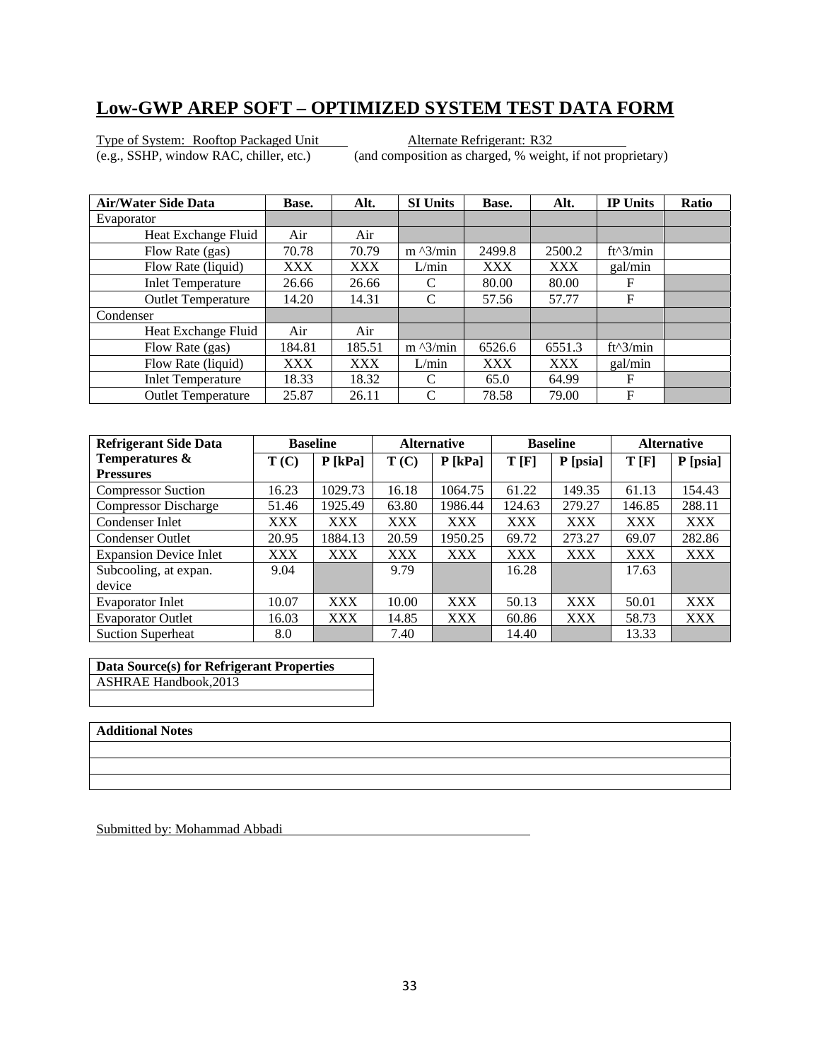# Low-GWP AREP SOFT – OPTIMIZED SYSTEM TEST DATA FORM

Type of System: Rooftop Packaged Unit
(e.g., SSHP, window RAC, chiller, etc.)

Alternate Refrigerant: R32
(and composition as charged, % weight, if not proprietary)

| Air/Water Side Data | Base. | Alt. | SI Units | Base. | Alt. | IP Units | Ratio |
|---|---|---|---|---|---|---|---|
| Evaporator | | | | | | | |
| Heat Exchange Fluid | Air | Air | | | | | |
| Flow Rate (gas) | 70.78 | 70.79 | m ^3/min | 2499.8 | 2500.2 | ft^3/min | |
| Flow Rate (liquid) | XXX | XXX | L/min | XXX | XXX | gal/min | |
| Inlet Temperature | 26.66 | 26.66 | C | 80.00 | 80.00 | F | |
| Outlet Temperature | 14.20 | 14.31 | C | 57.56 | 57.77 | F | |
| Condenser | | | | | | | |
| Heat Exchange Fluid | Air | Air | | | | | |
| Flow Rate (gas) | 184.81 | 185.51 | m ^3/min | 6526.6 | 6551.3 | ft^3/min | |
| Flow Rate (liquid) | XXX | XXX | L/min | XXX | XXX | gal/min | |
| Inlet Temperature | 18.33 | 18.32 | C | 65.0 | 64.99 | F | |
| Outlet Temperature | 25.87 | 26.11 | C | 78.58 | 79.00 | F | |

| Refrigerant Side Data | Baseline | | Alternative | | Baseline | | Alternative | |
|---|---|---|---|---|---|---|---|---|
| Temperatures & Pressures | T (C) | P [kPa] | T (C) | P [kPa] | T [F] | P [psia] | T [F] | P [psia] |
| Compressor Suction | 16.23 | 1029.73 | 16.18 | 1064.75 | 61.22 | 149.35 | 61.13 | 154.43 |
| Compressor Discharge | 51.46 | 1925.49 | 63.80 | 1986.44 | 124.63 | 279.27 | 146.85 | 288.11 |
| Condenser Inlet | XXX | XXX | XXX | XXX | XXX | XXX | XXX | XXX |
| Condenser Outlet | 20.95 | 1884.13 | 20.59 | 1950.25 | 69.72 | 273.27 | 69.07 | 282.86 |
| Expansion Device Inlet | XXX | XXX | XXX | XXX | XXX | XXX | XXX | XXX |
| Subcooling, at expan. device | 9.04 | | 9.79 | | 16.28 | | 17.63 | |
| Evaporator Inlet | 10.07 | XXX | 10.00 | XXX | 50.13 | XXX | 50.01 | XXX |
| Evaporator Outlet | 16.03 | XXX | 14.85 | XXX | 60.86 | XXX | 58.73 | XXX |
| Suction Superheat | 8.0 | | 7.40 | | 14.40 | | 13.33 | |

| Data Source(s) for Refrigerant Properties |
|---|
| ASHRAE Handbook,2013 |
| |

| Additional Notes |
|---|
| |
| |
| |

Submitted by: Mohammad Abbadi